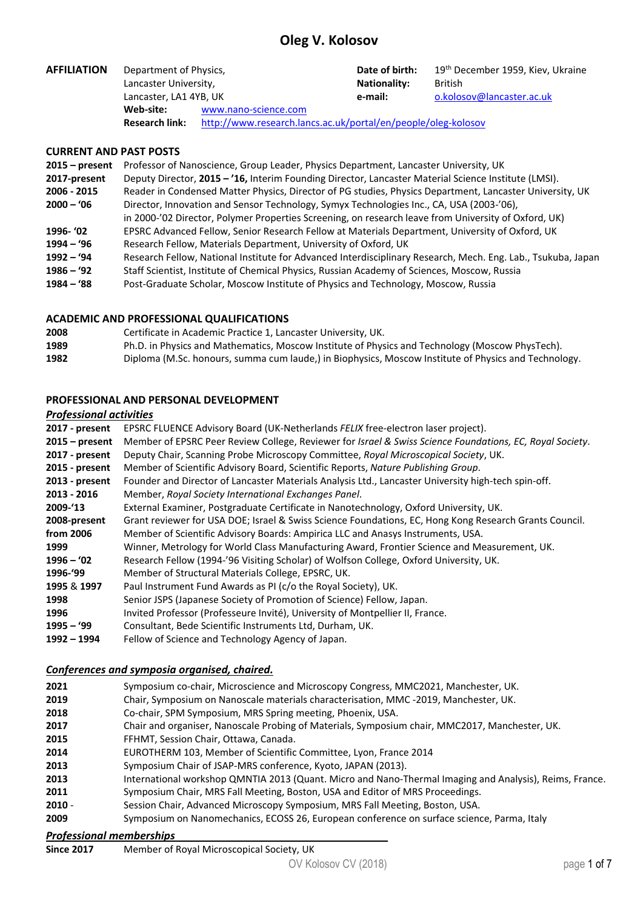# Oleg V. Kolosov

**AFFILIATION** Department of Physics,
Lancaster University,
Lancaster, LA1 4YB, UK

**Web-site:** www.nano-science.com
**Research link:** http://www.research.lancs.ac.uk/portal/en/people/oleg-kolosov

**Date of birth:** 19th December 1959, Kiev, Ukraine
**Nationality:** British
**e-mail:** o.kolosov@lancaster.ac.uk

## CURRENT AND PAST POSTS

| | |
|---|---|
| **2015 – present** | Professor of Nanoscience, Group Leader, Physics Department, Lancaster University, UK |
| **2017-present** | Deputy Director, **2015 – '16,** Interim Founding Director, Lancaster Material Science Institute (LMSI). |
| **2006 - 2015** | Reader in Condensed Matter Physics, Director of PG studies, Physics Department, Lancaster University, UK |
| **2000 – '06** | Director, Innovation and Sensor Technology, Symyx Technologies Inc., CA, USA (2003-'06), in 2000-'02 Director, Polymer Properties Screening, on research leave from University of Oxford, UK) |
| **1996- '02** | EPSRC Advanced Fellow, Senior Research Fellow at Materials Department, University of Oxford, UK |
| **1994 – '96** | Research Fellow, Materials Department, University of Oxford, UK |
| **1992 – '94** | Research Fellow, National Institute for Advanced Interdisciplinary Research, Mech. Eng. Lab., Tsukuba, Japan |
| **1986 – '92** | Staff Scientist, Institute of Chemical Physics, Russian Academy of Sciences, Moscow, Russia |
| **1984 – '88** | Post-Graduate Scholar, Moscow Institute of Physics and Technology, Moscow, Russia |

## ACADEMIC AND PROFESSIONAL QUALIFICATIONS

| | |
|---|---|
| **2008** | Certificate in Academic Practice 1, Lancaster University, UK. |
| **1989** | Ph.D. in Physics and Mathematics, Moscow Institute of Physics and Technology (Moscow PhysTech). |
| **1982** | Diploma (M.Sc. honours, summa cum laude,) in Biophysics, Moscow Institute of Physics and Technology. |

## PROFESSIONAL AND PERSONAL DEVELOPMENT

### ***Professional activities***

| | |
|---|---|
| **2017 - present** | EPSRC FLUENCE Advisory Board (UK-Netherlands *FELIX* free-electron laser project). |
| **2015 – present** | Member of EPSRC Peer Review College, Reviewer for *Israel & Swiss Science Foundations, EC, Royal Society*. |
| **2017 - present** | Deputy Chair, Scanning Probe Microscopy Committee, *Royal Microscopical Society*, UK. |
| **2015 - present** | Member of Scientific Advisory Board, Scientific Reports, *Nature Publishing Group*. |
| **2013 - present** | Founder and Director of Lancaster Materials Analysis Ltd., Lancaster University high-tech spin-off. |
| **2013 - 2016** | Member, *Royal Society International Exchanges Panel*. |
| **2009-'13** | External Examiner, Postgraduate Certificate in Nanotechnology, Oxford University, UK. |
| **2008-present** | Grant reviewer for USA DOE; Israel & Swiss Science Foundations, EC, Hong Kong Research Grants Council. |
| **from 2006** | Member of Scientific Advisory Boards: Ampirica LLC and Anasys Instruments, USA. |
| **1999** | Winner, Metrology for World Class Manufacturing Award, Frontier Science and Measurement, UK. |
| **1996 – '02** | Research Fellow (1994-'96 Visiting Scholar) of Wolfson College, Oxford University, UK. |
| **1996-'99** | Member of Structural Materials College, EPSRC, UK. |
| **1995 & 1997** | Paul Instrument Fund Awards as PI (c/o the Royal Society), UK. |
| **1998** | Senior JSPS (Japanese Society of Promotion of Science) Fellow, Japan. |
| **1996** | Invited Professor (Professeure Invité), University of Montpellier II, France. |
| **1995 – '99** | Consultant, Bede Scientific Instruments Ltd, Durham, UK. |
| **1992 – 1994** | Fellow of Science and Technology Agency of Japan. |

### ***Conferences and symposia organised, chaired.***

| | |
|---|---|
| **2021** | Symposium co-chair, Microscience and Microscopy Congress, MMC2021, Manchester, UK. |
| **2019** | Chair, Symposium on Nanoscale materials characterisation, MMC -2019, Manchester, UK. |
| **2018** | Co-chair, SPM Symposium, MRS Spring meeting, Phoenix, USA. |
| **2017** | Chair and organiser, Nanoscale Probing of Materials, Symposium chair, MMC2017, Manchester, UK. |
| **2015** | FFHMT, Session Chair, Ottawa, Canada. |
| **2014** | EUROTHERM 103, Member of Scientific Committee, Lyon, France 2014 |
| **2013** | Symposium Chair of JSAP-MRS conference, Kyoto, JAPAN (2013). |
| **2013** | International workshop QMNTIA 2013 (Quant. Micro and Nano-Thermal Imaging and Analysis), Reims, France. |
| **2011** | Symposium Chair, MRS Fall Meeting, Boston, USA and Editor of MRS Proceedings. |
| **2010** - | Session Chair, Advanced Microscopy Symposium, MRS Fall Meeting, Boston, USA. |
| **2009** | Symposium on Nanomechanics, ECOSS 26, European conference on surface science, Parma, Italy |

### ***Professional memberships***

| | |
|---|---|
| **Since 2017** | Member of Royal Microscopical Society, UK |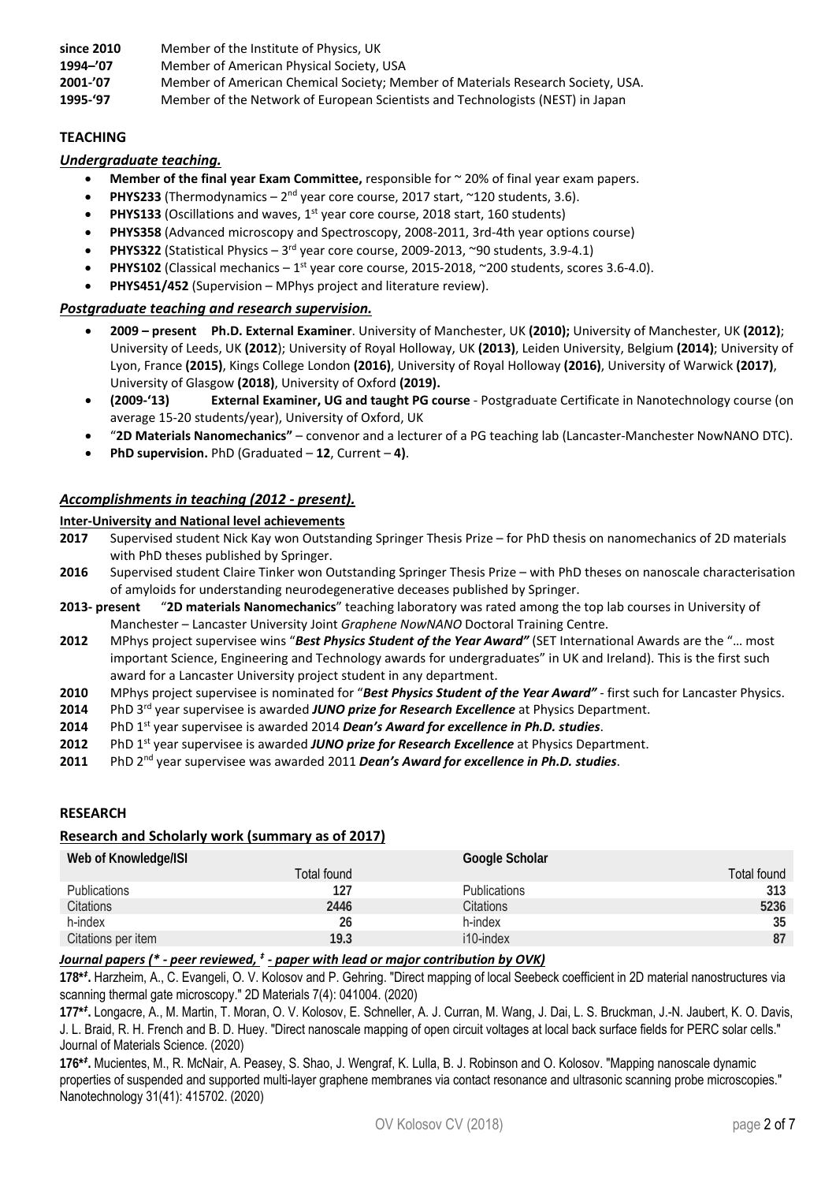**since 2010** Member of the Institute of Physics, UK
**1994–'07** Member of American Physical Society, USA
**2001-'07** Member of American Chemical Society; Member of Materials Research Society, USA.
**1995-'97** Member of the Network of European Scientists and Technologists (NEST) in Japan

## TEACHING

### *Undergraduate teaching.*

- **Member of the final year Exam Committee,** responsible for ~ 20% of final year exam papers.
- **PHYS233** (Thermodynamics – 2nd year core course, 2017 start, ~120 students, 3.6).
- **PHYS133** (Oscillations and waves, 1st year core course, 2018 start, 160 students)
- **PHYS358** (Advanced microscopy and Spectroscopy, 2008-2011, 3rd-4th year options course)
- **PHYS322** (Statistical Physics – 3rd year core course, 2009-2013, ~90 students, 3.9-4.1)
- **PHYS102** (Classical mechanics – 1st year core course, 2015-2018, ~200 students, scores 3.6-4.0).
- **PHYS451/452** (Supervision – MPhys project and literature review).

### *Postgraduate teaching and research supervision.*

- **2009 – present Ph.D. External Examiner**. University of Manchester, UK **(2010);** University of Manchester, UK **(2012)**; University of Leeds, UK **(2012**); University of Royal Holloway, UK **(2013)**, Leiden University, Belgium **(2014)**; University of Lyon, France **(2015)**, Kings College London **(2016)**, University of Royal Holloway **(2016)**, University of Warwick **(2017)**, University of Glasgow **(2018)**, University of Oxford **(2019).**
- **(2009-'13) External Examiner, UG and taught PG course** - Postgraduate Certificate in Nanotechnology course (on average 15-20 students/year), University of Oxford, UK
- "**2D Materials Nanomechanics"** – convenor and a lecturer of a PG teaching lab (Lancaster-Manchester NowNANO DTC).
- **PhD supervision.** PhD (Graduated – **12**, Current – **4)**.

### *Accomplishments in teaching (2012 - present).*

**Inter-University and National level achievements**

**2017** Supervised student Nick Kay won Outstanding Springer Thesis Prize – for PhD thesis on nanomechanics of 2D materials with PhD theses published by Springer.

**2016** Supervised student Claire Tinker won Outstanding Springer Thesis Prize – with PhD theses on nanoscale characterisation of amyloids for understanding neurodegenerative deceases published by Springer.

**2013- present** "**2D materials Nanomechanics**" teaching laboratory was rated among the top lab courses in University of Manchester – Lancaster University Joint *Graphene NowNANO* Doctoral Training Centre.

**2012** MPhys project supervisee wins "***Best Physics Student of the Year Award"*** (SET International Awards are the "… most important Science, Engineering and Technology awards for undergraduates" in UK and Ireland). This is the first such award for a Lancaster University project student in any department.

**2010** MPhys project supervisee is nominated for "***Best Physics Student of the Year Award"*** - first such for Lancaster Physics.

**2014** PhD 3rd year supervisee is awarded ***JUNO prize for Research Excellence*** at Physics Department.

**2014** PhD 1st year supervisee is awarded 2014 ***Dean's Award for excellence in Ph.D. studies***.

**2012** PhD 1st year supervisee is awarded ***JUNO prize for Research Excellence*** at Physics Department.

**2011** PhD 2nd year supervisee was awarded 2011 ***Dean's Award for excellence in Ph.D. studies***.

## RESEARCH

### Research and Scholarly work (summary as of 2017)

| Web of Knowledge/ISI | | Google Scholar | |
|---|---|---|---|
| | Total found | | Total found |
| Publications | 127 | Publications | 313 |
| Citations | 2446 | Citations | 5236 |
| h-index | 26 | h-index | 35 |
| Citations per item | 19.3 | i10-index | 87 |

### *Journal papers (* - peer reviewed, ǂ - paper with lead or major contribution by OVK)*

**178*ǂ.** Harzheim, A., C. Evangeli, O. V. Kolosov and P. Gehring. "Direct mapping of local Seebeck coefficient in 2D material nanostructures via scanning thermal gate microscopy." 2D Materials 7(4): 041004. (2020)

**177*ǂ.** Longacre, A., M. Martin, T. Moran, O. V. Kolosov, E. Schneller, A. J. Curran, M. Wang, J. Dai, L. S. Bruckman, J.-N. Jaubert, K. O. Davis, J. L. Braid, R. H. French and B. D. Huey. "Direct nanoscale mapping of open circuit voltages at local back surface fields for PERC solar cells." Journal of Materials Science. (2020)

**176*ǂ.** Mucientes, M., R. McNair, A. Peasey, S. Shao, J. Wengraf, K. Lulla, B. J. Robinson and O. Kolosov. "Mapping nanoscale dynamic properties of suspended and supported multi-layer graphene membranes via contact resonance and ultrasonic scanning probe microscopies." Nanotechnology 31(41): 415702. (2020)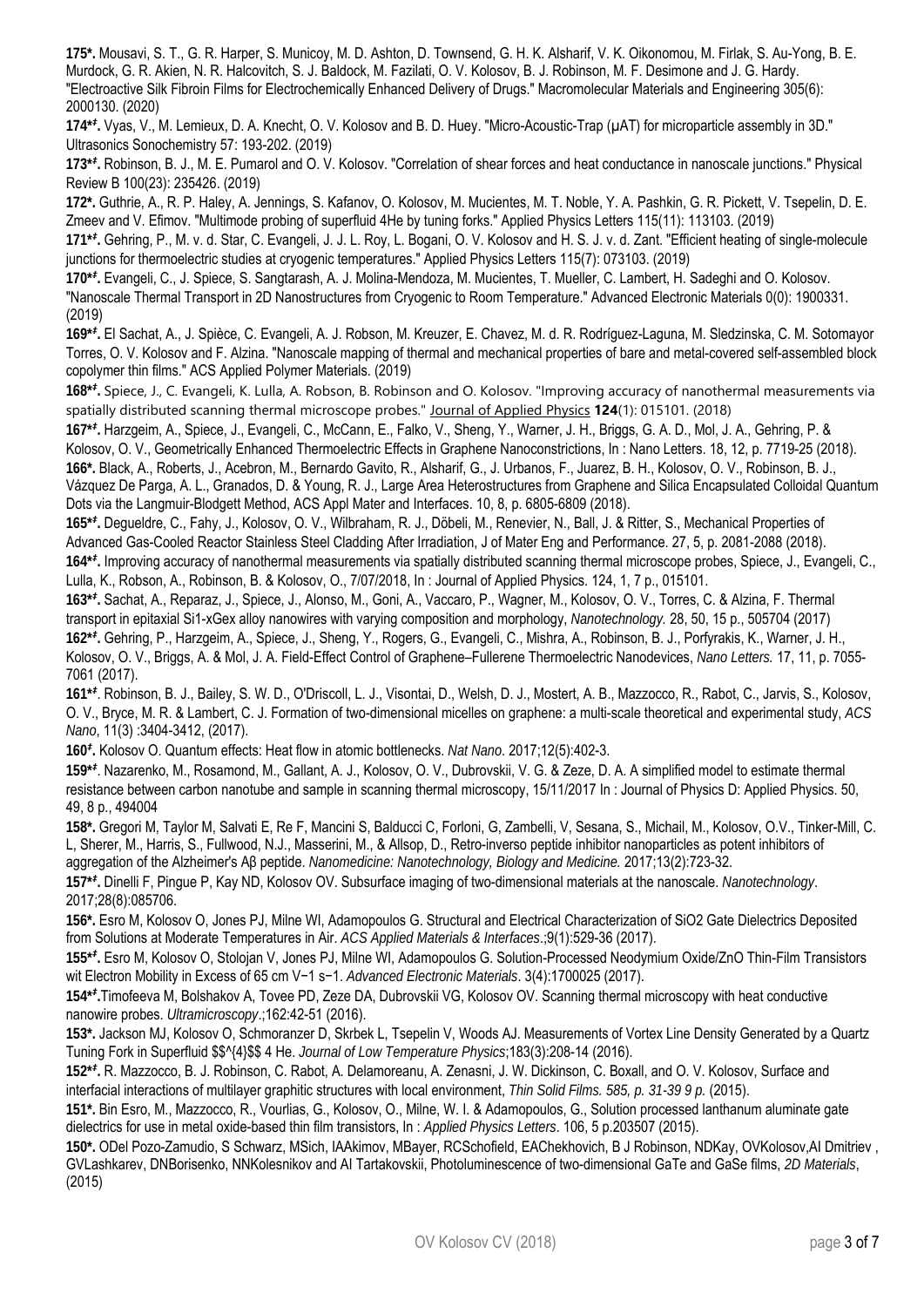**175\*.** Mousavi, S. T., G. R. Harper, S. Municoy, M. D. Ashton, D. Townsend, G. H. K. Alsharif, V. K. Oikonomou, M. Firlak, S. Au-Yong, B. E. Murdock, G. R. Akien, N. R. Halcovitch, S. J. Baldock, M. Fazilati, O. V. Kolosov, B. J. Robinson, M. F. Desimone and J. G. Hardy. "Electroactive Silk Fibroin Films for Electrochemically Enhanced Delivery of Drugs." Macromolecular Materials and Engineering 305(6): 2000130. (2020)

**174\*ᶠ.** Vyas, V., M. Lemieux, D. A. Knecht, O. V. Kolosov and B. D. Huey. "Micro-Acoustic-Trap (µAT) for microparticle assembly in 3D." Ultrasonics Sonochemistry 57: 193-202. (2019)

**173\*ᶠ.** Robinson, B. J., M. E. Pumarol and O. V. Kolosov. "Correlation of shear forces and heat conductance in nanoscale junctions." Physical Review B 100(23): 235426. (2019)

**172\*.** Guthrie, A., R. P. Haley, A. Jennings, S. Kafanov, O. Kolosov, M. Mucientes, M. T. Noble, Y. A. Pashkin, G. R. Pickett, V. Tsepelin, D. E. Zmeev and V. Efimov. "Multimode probing of superfluid 4He by tuning forks." Applied Physics Letters 115(11): 113103. (2019)

**171\*ᶠ.** Gehring, P., M. v. d. Star, C. Evangeli, J. J. L. Roy, L. Bogani, O. V. Kolosov and H. S. J. v. d. Zant. "Efficient heating of single-molecule junctions for thermoelectric studies at cryogenic temperatures." Applied Physics Letters 115(7): 073103. (2019)

**170\*ᶠ.** Evangeli, C., J. Spiece, S. Sangtarash, A. J. Molina-Mendoza, M. Mucientes, T. Mueller, C. Lambert, H. Sadeghi and O. Kolosov. "Nanoscale Thermal Transport in 2D Nanostructures from Cryogenic to Room Temperature." Advanced Electronic Materials 0(0): 1900331. (2019)

**169\*ᶠ.** El Sachat, A., J. Spièce, C. Evangeli, A. J. Robson, M. Kreuzer, E. Chavez, M. d. R. Rodríguez-Laguna, M. Sledzinska, C. M. Sotomayor Torres, O. V. Kolosov and F. Alzina. "Nanoscale mapping of thermal and mechanical properties of bare and metal-covered self-assembled block copolymer thin films." ACS Applied Polymer Materials. (2019)

**168\*ᶠ.** Spiece, J., C. Evangeli, K. Lulla, A. Robson, B. Robinson and O. Kolosov. "Improving accuracy of nanothermal measurements via spatially distributed scanning thermal microscope probes." Journal of Applied Physics **124**(1): 015101. (2018)

**167\*ᶠ.** Harzgeim, A., Spiece, J., Evangeli, C., McCann, E., Falko, V., Sheng, Y., Warner, J. H., Briggs, G. A. D., Mol, J. A., Gehring, P. & Kolosov, O. V., Geometrically Enhanced Thermoelectric Effects in Graphene Nanoconstrictions, In : Nano Letters. 18, 12, p. 7719-25 (2018).

**166\*.** Black, A., Roberts, J., Acebron, M., Bernardo Gavito, R., Alsharif, G., J. Urbanos, F., Juarez, B. H., Kolosov, O. V., Robinson, B. J., Vázquez De Parga, A. L., Granados, D. & Young, R. J., Large Area Heterostructures from Graphene and Silica Encapsulated Colloidal Quantum Dots via the Langmuir-Blodgett Method, ACS Appl Mater and Interfaces. 10, 8, p. 6805-6809 (2018).

**165\*ᶠ.** Degueldre, C., Fahy, J., Kolosov, O. V., Wilbraham, R. J., Döbeli, M., Renevier, N., Ball, J. & Ritter, S., Mechanical Properties of Advanced Gas-Cooled Reactor Stainless Steel Cladding After Irradiation, J of Mater Eng and Performance. 27, 5, p. 2081-2088 (2018).

**164\*ᶠ.** Improving accuracy of nanothermal measurements via spatially distributed scanning thermal microscope probes, Spiece, J., Evangeli, C., Lulla, K., Robson, A., Robinson, B. & Kolosov, O., 7/07/2018, In : Journal of Applied Physics. 124, 1, 7 p., 015101.

**163\*ᶠ.** Sachat, A., Reparaz, J., Spiece, J., Alonso, M., Goni, A., Vaccaro, P., Wagner, M., Kolosov, O. V., Torres, C. & Alzina, F. Thermal transport in epitaxial Si1-xGex alloy nanowires with varying composition and morphology, *Nanotechnology.* 28, 50, 15 p., 505704 (2017)

**162\*ᶠ.** Gehring, P., Harzgeim, A., Spiece, J., Sheng, Y., Rogers, G., Evangeli, C., Mishra, A., Robinson, B. J., Porfyrakis, K., Warner, J. H., Kolosov, O. V., Briggs, A. & Mol, J. A. Field-Effect Control of Graphene–Fullerene Thermoelectric Nanodevices, *Nano Letters.* 17, 11, p. 7055-7061 (2017).

**161\*ᶠ**. Robinson, B. J., Bailey, S. W. D., O'Driscoll, L. J., Visontai, D., Welsh, D. J., Mostert, A. B., Mazzocco, R., Rabot, C., Jarvis, S., Kolosov, O. V., Bryce, M. R. & Lambert, C. J. Formation of two-dimensional micelles on graphene: a multi-scale theoretical and experimental study, *ACS Nano*, 11(3) :3404-3412, (2017).

**160ᶠ.** Kolosov O. Quantum effects: Heat flow in atomic bottlenecks. *Nat Nano*. 2017;12(5):402-3.

**159\*ᶠ**. Nazarenko, M., Rosamond, M., Gallant, A. J., Kolosov, O. V., Dubrovskii, V. G. & Zeze, D. A. A simplified model to estimate thermal resistance between carbon nanotube and sample in scanning thermal microscopy, 15/11/2017 In : Journal of Physics D: Applied Physics. 50, 49, 8 p., 494004

**158\*.** Gregori M, Taylor M, Salvati E, Re F, Mancini S, Balducci C, Forloni, G, Zambelli, V, Sesana, S., Michail, M., Kolosov, O.V., Tinker-Mill, C. L, Sherer, M., Harris, S., Fullwood, N.J., Masserini, M., & Allsop, D., Retro-inverso peptide inhibitor nanoparticles as potent inhibitors of aggregation of the Alzheimer's Aβ peptide. *Nanomedicine: Nanotechnology, Biology and Medicine.* 2017;13(2):723-32.

**157\*ᶠ.** Dinelli F, Pingue P, Kay ND, Kolosov OV. Subsurface imaging of two-dimensional materials at the nanoscale. *Nanotechnology*. 2017;28(8):085706.

**156\*.** Esro M, Kolosov O, Jones PJ, Milne WI, Adamopoulos G. Structural and Electrical Characterization of SiO2 Gate Dielectrics Deposited from Solutions at Moderate Temperatures in Air. *ACS Applied Materials & Interfaces*.;9(1):529-36 (2017).

**155\*ᶠ.** Esro M, Kolosov O, Stolojan V, Jones PJ, Milne WI, Adamopoulos G. Solution-Processed Neodymium Oxide/ZnO Thin-Film Transistors wit Electron Mobility in Excess of 65 cm V−1 s−1. *Advanced Electronic Materials*. 3(4):1700025 (2017).

**154\*ᶠ.** Timofeeva M, Bolshakov A, Tovee PD, Zeze DA, Dubrovskii VG, Kolosov OV. Scanning thermal microscopy with heat conductive nanowire probes. *Ultramicroscopy*.;162:42-51 (2016).

**153\*.** Jackson MJ, Kolosov O, Schmoranzer D, Skrbek L, Tsepelin V, Woods AJ. Measurements of Vortex Line Density Generated by a Quartz Tuning Fork in Superfluid $^{4}$He. *Journal of Low Temperature Physics*;183(3):208-14 (2016).

**152\*ᶠ.** R. Mazzocco, B. J. Robinson, C. Rabot, A. Delamoreanu, A. Zenasni, J. W. Dickinson, C. Boxall, and O. V. Kolosov, Surface and interfacial interactions of multilayer graphitic structures with local environment, *Thin Solid Films. 585, p. 31-39 9 p.* (2015).

**151\*.** Bin Esro, M., Mazzocco, R., Vourlias, G., Kolosov, O., Milne, W. I. & Adamopoulos, G., Solution processed lanthanum aluminate gate dielectrics for use in metal oxide-based thin film transistors, In : *Applied Physics Letters*. 106, 5 p.203507 (2015).

**150\*.** ODel Pozo-Zamudio, S Schwarz, MSich, IAAkimov, MBayer, RCSchofield, EAChekhovich, B J Robinson, NDKay, OVKolosov,AI Dmitriev , GVLashkarev, DNBorisenko, NNKolesnikov and AI Tartakovskii, Photoluminescence of two-dimensional GaTe and GaSe films, *2D Materials*, (2015)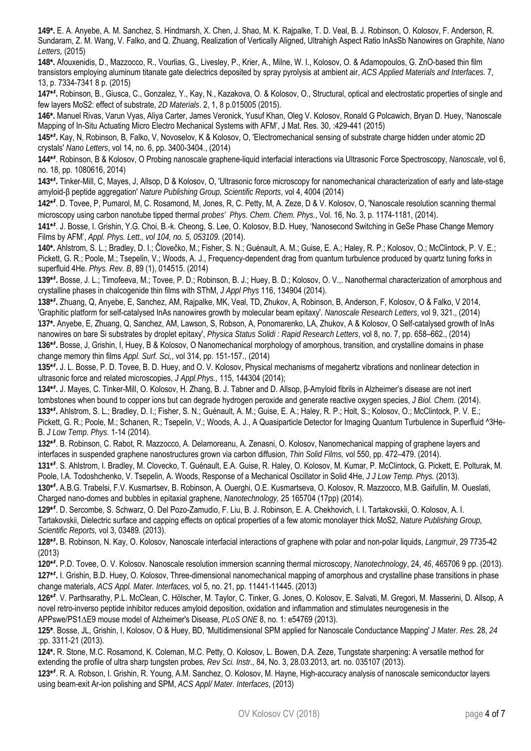**149*.** E. A. Anyebe, A. M. Sanchez, S. Hindmarsh, X. Chen, J. Shao, M. K. Rajpalke, T. D. Veal, B. J. Robinson, O. Kolosov, F. Anderson, R. Sundaram, Z. M. Wang, V. Falko, and Q. Zhuang, Realization of Vertically Aligned, Ultrahigh Aspect Ratio InAsSb Nanowires on Graphite, *Nano Letters,* (2015)

**148*.** Afouxenidis, D., Mazzocco, R., Vourlias, G., Livesley, P., Krier, A., Milne, W. I., Kolosov, O. & Adamopoulos, G. ZnO-based thin film transistors employing aluminum titanate gate dielectrics deposited by spray pyrolysis at ambient air, *ACS Applied Materials and Interfaces.* 7, 13, p. 7334-7341 8 p. (2015)

**147*ᶠ.** Robinson, B., Giusca, C., Gonzalez, Y., Kay, N., Kazakova, O. & Kolosov, O., Structural, optical and electrostatic properties of single and few layers MoS2: effect of substrate, *2D Materials*. 2, 1, 8 p.015005 (2015).

**146*.** Manuel Rivas, Varun Vyas, Aliya Carter, James Veronick, Yusuf Khan, Oleg V. Kolosov, Ronald G Polcawich, Bryan D. Huey, 'Nanoscale Mapping of In-Situ Actuating Micro Electro Mechanical Systems with AFM', J Mat. Res. 30, :429-441 (2015)

**145*ᶠ.** Kay, N, Robinson, B, Falko, V, Novoselov, K & Kolosov, O, 'Electromechanical sensing of substrate charge hidden under atomic 2D crystals' *Nano Letters*, vol 14, no. 6, pp. 3400-3404., (2014)

**144*ᶠ**. Robinson, B & Kolosov, O Probing nanoscale graphene-liquid interfacial interactions via Ultrasonic Force Spectroscopy, *Nanoscale*, vol 6, no. 18, pp. 1080616, 2014)

**143*ᶠ.** Tinker-Mill, C, Mayes, J, Allsop, D & Kolosov, O, 'Ultrasonic force microscopy for nanomechanical characterization of early and late-stage amyloid-β peptide aggregation' *Nature Publishing Group, Scientific Reports*, vol 4, 4004 (2014)

**142*ᶠ**. D. Tovee, P, Pumarol, M, C. Rosamond, M, Jones, R, C. Petty, M, A. Zeze, D & V. Kolosov, O, 'Nanoscale resolution scanning thermal microscopy using carbon nanotube tipped thermal *probes' Phys. Chem. Chem. Phys.*, Vol. 16, No. 3, p. 1174-1181, (2014).

**141*ᶠ**. J. Bosse, I. Grishin, Y.G. Choi, B.-k. Cheong, S. Lee, O. Kolosov, B.D. Huey, 'Nanosecond Switching in GeSe Phase Change Memory Films by AFM', *Appl. Phys. Lett., vol 104, no. 5, 053109.* (2014).

**140*.** Ahlstrom, S. L.; Bradley, D. I.; Človečko, M.; Fisher, S. N.; Guénault, A. M.; Guise, E. A.; Haley, R. P.; Kolosov, O.; McClintock, P. V. E.; Pickett, G. R.; Poole, M.; Tsepelin, V.; Woods, A. J., Frequency-dependent drag from quantum turbulence produced by quartz tuning forks in superfluid 4He. *Phys. Rev. B*, 89 (1), 014515. (2014)

**139*ᶠ.** Bosse, J. L.; Timofeeva, M.; Tovee, P. D.; Robinson, B. J.; Huey, B. D.; Kolosov, O. V.,. Nanothermal characterization of amorphous and crystalline phases in chalcogenide thin films with SThM, *J Appl Phys* 116, 134904 (2014).

**138*ᶠ.** Zhuang, Q, Anyebe, E, Sanchez, AM, Rajpalke, MK, Veal, TD, Zhukov, A, Robinson, B, Anderson, F, Kolosov, O & Falko, V 2014, 'Graphitic platform for self-catalysed InAs nanowires growth by molecular beam epitaxy'. *Nanoscale Research Letters*, vol 9, 321., (2014)

**137*.** Anyebe, E, Zhuang, Q, Sanchez, AM, Lawson, S, Robson, A, Ponomarenko, LA, Zhukov, A & Kolosov, O Self-catalysed growth of InAs nanowires on bare Si substrates by droplet epitaxy', *Physica Status Solidi : Rapid Research Letters*, vol 8, no. 7, pp. 658–662., (2014)

**136*ᶠ.** Bosse, J, Grishin, I, Huey, B & Kolosov, O Nanomechanical morphology of amorphous, transition, and crystalline domains in phase change memory thin films *Appl. Surf. Sci,*, vol 314, pp. 151-157., (2014)

**135*ᶠ.** J. L. Bosse, P. D. Tovee, B. D. Huey, and O. V. Kolosov, Physical mechanisms of megahertz vibrations and nonlinear detection in ultrasonic force and related microscopies, *J Appl.Phys.,* 115, 144304 (2014);

**134*ᶠ.** J. Mayes, C. Tinker-Mill, O. Kolosov, H. Zhang, B. J. Tabner and D. Allsop, β-Amyloid fibrils in Alzheimer's disease are not inert tombstones when bound to copper ions but can degrade hydrogen peroxide and generate reactive oxygen species, *J Biol. Chem.* (2014).

**133*ᶠ.** Ahlstrom, S. L.; Bradley, D. I.; Fisher, S. N.; Guénault, A. M.; Guise, E. A.; Haley, R. P.; Holt, S.; Kolosov, O.; McClintock, P. V. E.; Pickett, G. R.; Poole, M.; Schanen, R.; Tsepelin, V.; Woods, A. J., A Quasiparticle Detector for Imaging Quantum Turbulence in Superfluid ^3He-B. *J Low Temp. Phys.* 1-14 (2014).

**132*ᶠ**. B. Robinson, C. Rabot, R. Mazzocco, A. Delamoreanu, A. Zenasni, O. Kolosov, Nanomechanical mapping of graphene layers and interfaces in suspended graphene nanostructures grown via carbon diffusion, *Thin Solid Films,* vol 550, pp. 472–479. (2014).

**131*ᶠ**. S. Ahlstrom, I. Bradley, M. Clovecko, T. Guénault, E.A. Guise, R. Haley, O. Kolosov, M. Kumar, P. McClintock, G. Pickett, E. Polturak, M. Poole, I.A. Todoshchenko, V. Tsepelin, A. Woods, Response of a Mechanical Oscillator in Solid 4He, *J J Low Temp. Phys.* (2013).

**130*ᶠ.** A.B.G. Trabelsi, F.V. Kusmartsev, B. Robinson, A. Ouerghi, O.E. Kusmartseva, O. Kolosov, R. Mazzocco, M.B. Gaifullin, M. Oueslati, Charged nano-domes and bubbles in epitaxial graphene, *Nanotechnology,* 25 165704 (17pp) (2014).

**129*ᶠ**. D. Sercombe, S. Schwarz, O. Del Pozo-Zamudio, F. Liu, B. J. Robinson, E. A. Chekhovich, I. I. Tartakovskii, O. Kolosov, A. I. Tartakovskii, Dielectric surface and capping effects on optical properties of a few atomic monolayer thick MoS2, *Nature Publishing Group, Scientific Reports,* vol 3, 03489. (2013).

**128*ᶠ.** B. Robinson, N. Kay, O. Kolosov, Nanoscale interfacial interactions of graphene with polar and non-polar liquids, *Langmuir*, 29 7735-42 (2013)

**120*ᶠ.** P.D. Tovee, O. V. Kolosov. Nanoscale resolution immersion scanning thermal microscopy, *Nanotechnology*, 24, *46*, 465706 9 pp. (2013).

**127*ᶠ.** I. Grishin, B.D. Huey, O. Kolosov, Three-dimensional nanomechanical mapping of amorphous and crystalline phase transitions in phase change materials, *ACS Appl. Mater. Interfaces,* vol 5, no. 21, pp. 11441-11445. (2013)

**126*ᶠ**. V. Parthsarathy, P.L. McClean, C. Hölscher, M. Taylor, C. Tinker, G. Jones, O. Kolosov, E. Salvati, M. Gregori, M. Masserini, D. Allsop, A novel retro-inverso peptide inhibitor reduces amyloid deposition, oxidation and inflammation and stimulates neurogenesis in the APPswe/PS1ΔE9 mouse model of Alzheimer's Disease, *PLoS ONE* 8, no. 1: e54769 (2013).

**125***. Bosse, JL, Grishin, I, Kolosov, O & Huey, BD, 'Multidimensional SPM applied for Nanoscale Conductance Mapping' *J Mater. Res.* 28, *24* :pp. 3311-21 (2013).

**124*.** R. Stone, M.C. Rosamond, K. Coleman, M.C. Petty, O. Kolosov, L. Bowen, D.A. Zeze, Tungstate sharpening: A versatile method for extending the profile of ultra sharp tungsten probes, *Rev Sci. Instr.,* 84, No. 3, 28.03.2013, art. no. 035107 (2013).

**123*ᶠ**. R. A. Robson, I. Grishin, R. Young, A.M. Sanchez, O. Kolosov, M. Hayne, High-accuracy analysis of nanoscale semiconductor layers using beam-exit Ar-ion polishing and SPM, *ACS Appl/ Mater. Interfaces,* (2013)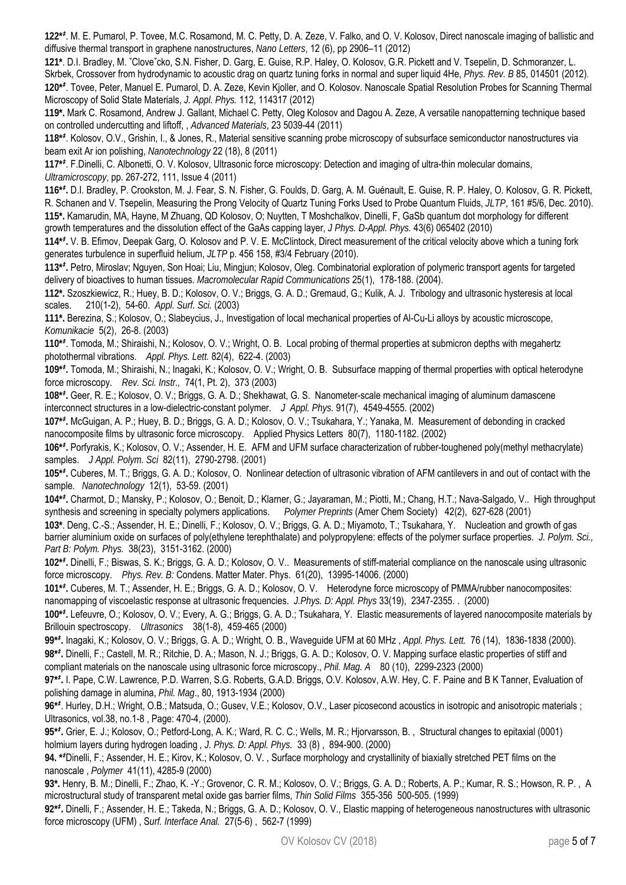**122*ǂ**. M. E. Pumarol, P. Tovee, M.C. Rosamond, M. C. Petty, D. A. Zeze, V. Falko, and O. V. Kolosov, Direct nanoscale imaging of ballistic and diffusive thermal transport in graphene nanostructures, *Nano Letters*, 12 (6), pp 2906–11 (2012)

**121***. D.I. Bradley, M. ˇClove˘cko, S.N. Fisher, D. Garg, E. Guise, R.P. Haley, O. Kolosov, G.R. Pickett and V. Tsepelin, D. Schmoranzer, L. Skrbek, Crossover from hydrodynamic to acoustic drag on quartz tuning forks in normal and super liquid 4He, *Phys. Rev. B* 85, 014501 (2012).

**120*ǂ**. Tovee, Peter, Manuel E. Pumarol, D. A. Zeze, Kevin Kjoller, and O. Kolosov. Nanoscale Spatial Resolution Probes for Scanning Thermal Microscopy of Solid State Materials, *J. Appl. Phys.* 112, 114317 (2012)

**119*.** Mark C. Rosamond, Andrew J. Gallant, Michael C. Petty, Oleg Kolosov and Dagou A. Zeze, A versatile nanopatterning technique based on controlled undercutting and liftoff, , *Advanced Materials*, 23 5039-44 (2011)

**118*ǂ**. Kolosov, O.V., Grishin, I., & Jones, R., Material sensitive scanning probe microscopy of subsurface semiconductor nanostructures via beam exit Ar ion polishing, *Nanotechnology* 22 (18), 8 (2011)

**117*ǂ**. F.Dinelli, C. Albonetti, O. V. Kolosov, Ultrasonic force microscopy: Detection and imaging of ultra-thin molecular domains, *Ultramicroscopy*, pp. 267-272, 111, Issue 4 (2011)

**116*ǂ.** D.I. Bradley, P. Crookston, M. J. Fear, S. N. Fisher, G. Foulds, D. Garg, A. M. Guénault, E. Guise, R. P. Haley, O. Kolosov, G. R. Pickett, R. Schanen and V. Tsepelin, Measuring the Prong Velocity of Quartz Tuning Forks Used to Probe Quantum Fluids, *JLTP*, 161 #5/6, Dec. 2010).

**115*.** Kamarudin, MA, Hayne, M Zhuang, QD Kolosov, O; Nuytten, T Moshchalkov, Dinelli, F, GaSb quantum dot morphology for different growth temperatures and the dissolution effect of the GaAs capping layer, *J Phys. D-Appl. Phys.* 43(6) 065402 (2010)

**114*ǂ.** V. B. Efimov, Deepak Garg, O. Kolosov and P. V. E. McClintock, Direct measurement of the critical velocity above which a tuning fork generates turbulence in superfluid helium, *JLTP* p. 456 158, #3/4 February (2010).

**113*ǂ.** Petro, Miroslav; Nguyen, Son Hoai; Liu, Mingjun; Kolosov, Oleg. Combinatorial exploration of polymeric transport agents for targeted delivery of bioactives to human tissues. *Macromolecular Rapid Communications* 25(1), 178-188. (2004).

**112*.** Szoszkiewicz, R.; Huey, B. D.; Kolosov, O. V.; Briggs, G. A. D.; Gremaud, G.; Kulik, A. J. Tribology and ultrasonic hysteresis at local scales. 210(1-2), 54-60. *Appl. Surf. Sci.* (2003)

**111*.** Berezina, S.; Kolosov, O.; Slabeycius, J., Investigation of local mechanical properties of Al-Cu-Li alloys by acoustic microscope, *Komunikacie* 5(2), 26-8. (2003)

**110*ǂ**. Tomoda, M.; Shiraishi, N.; Kolosov, O. V.; Wright, O. B. Local probing of thermal properties at submicron depths with megahertz photothermal vibrations. *Appl. Phys. Lett.* 82(4), 622-4. (2003)

**109*ǂ.** Tomoda, M.; Shiraishi, N.; Inagaki, K.; Kolosov, O. V.; Wright, O. B. Subsurface mapping of thermal properties with optical heterodyne force microscopy. *Rev. Sci. Instr.,* 74(1, Pt. 2), 373 (2003)

**108*ǂ.** Geer, R. E.; Kolosov, O. V.; Briggs, G. A. D.; Shekhawat, G. S. Nanometer-scale mechanical imaging of aluminum damascene interconnect structures in a low-dielectric-constant polymer. *J Appl. Phys.* 91(7), 4549-4555. (2002)

**107*ǂ.** McGuigan, A. P.; Huey, B. D.; Briggs, G. A. D.; Kolosov, O. V.; Tsukahara, Y.; Yanaka, M. Measurement of debonding in cracked nanocomposite films by ultrasonic force microscopy. Applied Physics Letters 80(7), 1180-1182. (2002)

**106*ǂ.** Porfyrakis, K.; Kolosov, O. V.; Assender, H. E. AFM and UFM surface characterization of rubber-toughened poly(methyl methacrylate) samples. *J Appl. Polym. Sci* 82(11), 2790-2798. (2001)

**105*ǂ.** Cuberes, M. T.; Briggs, G. A. D.; Kolosov, O. Nonlinear detection of ultrasonic vibration of AFM cantilevers in and out of contact with the sample. *Nanotechnology* 12(1), 53-59. (2001)

**104*ǂ.** Charmot, D.; Mansky, P.; Kolosov, O.; Benoit, D.; Klarner, G.; Jayaraman, M.; Piotti, M.; Chang, H.T.; Nava-Salgado, V.. High throughput synthesis and screening in specialty polymers applications. *Polymer Preprints* (Amer Chem Society) 42(2), 627-628 (2001)

**103***. Deng, C.-S.; Assender, H. E.; Dinelli, F.; Kolosov, O. V.; Briggs, G. A. D.; Miyamoto, T.; Tsukahara, Y. Nucleation and growth of gas barrier aluminium oxide on surfaces of poly(ethylene terephthalate) and polypropylene: effects of the polymer surface properties. *J. Polym. Sci., Part B: Polym. Phys.* 38(23), 3151-3162. (2000)

**102*ǂ.** Dinelli, F.; Biswas, S. K.; Briggs, G. A. D.; Kolosov, O. V.. Measurements of stiff-material compliance on the nanoscale using ultrasonic force microscopy. *Phys. Rev. B:* Condens. Matter Mater. Phys. 61(20), 13995-14006. (2000)

**101*ǂ.** Cuberes, M. T.; Assender, H. E.; Briggs, G. A. D.; Kolosov, O. V. Heterodyne force microscopy of PMMA/rubber nanocomposites: nanomapping of viscoelastic response at ultrasonic frequencies. *J.Phys. D: Appl. Phys* 33(19), 2347-2355. . (2000)

**100*ǂ.** Lefeuvre, O.; Kolosov, O. V.; Every, A. G.; Briggs, G. A. D.; Tsukahara, Y. Elastic measurements of layered nanocomposite materials by Brillouin spectroscopy. *Ultrasonics* 38(1-8), 459-465 (2000)

**99*ǂ.** Inagaki, K.; Kolosov, O. V.; Briggs, G. A. D.; Wright, O. B., Waveguide UFM at 60 MHz , *Appl. Phys. Lett.* 76 (14), 1836-1838 (2000).

**98*ǂ.** Dinelli, F.; Castell, M. R.; Ritchie, D. A.; Mason, N. J.; Briggs, G. A. D.; Kolosov, O. V. Mapping surface elastic properties of stiff and compliant materials on the nanoscale using ultrasonic force microscopy., *Phil. Mag. A* 80 (10), 2299-2323 (2000)

**97*ǂ.** I. Pape, C.W. Lawrence, P.D. Warren, S.G. Roberts, G.A.D. Briggs, O.V. Kolosov, A.W. Hey, C. F. Paine and B K Tanner, Evaluation of polishing damage in alumina, *Phil. Mag*., 80, 1913-1934 (2000)

**96*ǂ**. Hurley, D.H.; Wright, O.B.; Matsuda, O.; Gusev, V.E.; Kolosov, O.V., Laser picosecond acoustics in isotropic and anisotropic materials ; Ultrasonics, vol.38, no.1-8 , Page: 470-4, (2000).

**95*ǂ.** Grier, E. J.; Kolosov, O.; Petford-Long, A. K.; Ward, R. C. C.; Wells, M. R.; Hjorvarsson, B. , Structural changes to epitaxial (0001) holmium layers during hydrogen loading , *J. Phys. D: Appl. Phys.* 33 (8) , 894-900. (2000)

**94. *ǂ**Dinelli, F.; Assender, H. E.; Kirov, K.; Kolosov, O. V. , Surface morphology and crystallinity of biaxially stretched PET films on the nanoscale , *Polymer* 41(11), 4285-9 (2000)

**93*.** Henry, B. M.; Dinelli, F.; Zhao, K. -Y.; Grovenor, C. R. M.; Kolosov, O. V.; Briggs, G. A. D.; Roberts, A. P.; Kumar, R. S.; Howson, R. P. , A microstructural study of transparent metal oxide gas barrier films, *Thin Solid Films* 355-356 500-505. (1999)

**92*ǂ.** Dinelli, F.; Assender, H. E.; Takeda, N.; Briggs, G. A. D.; Kolosov, O. V., Elastic mapping of heterogeneous nanostructures with ultrasonic force microscopy (UFM) , *Surf. Interface Anal.* 27(5-6) , 562-7 (1999)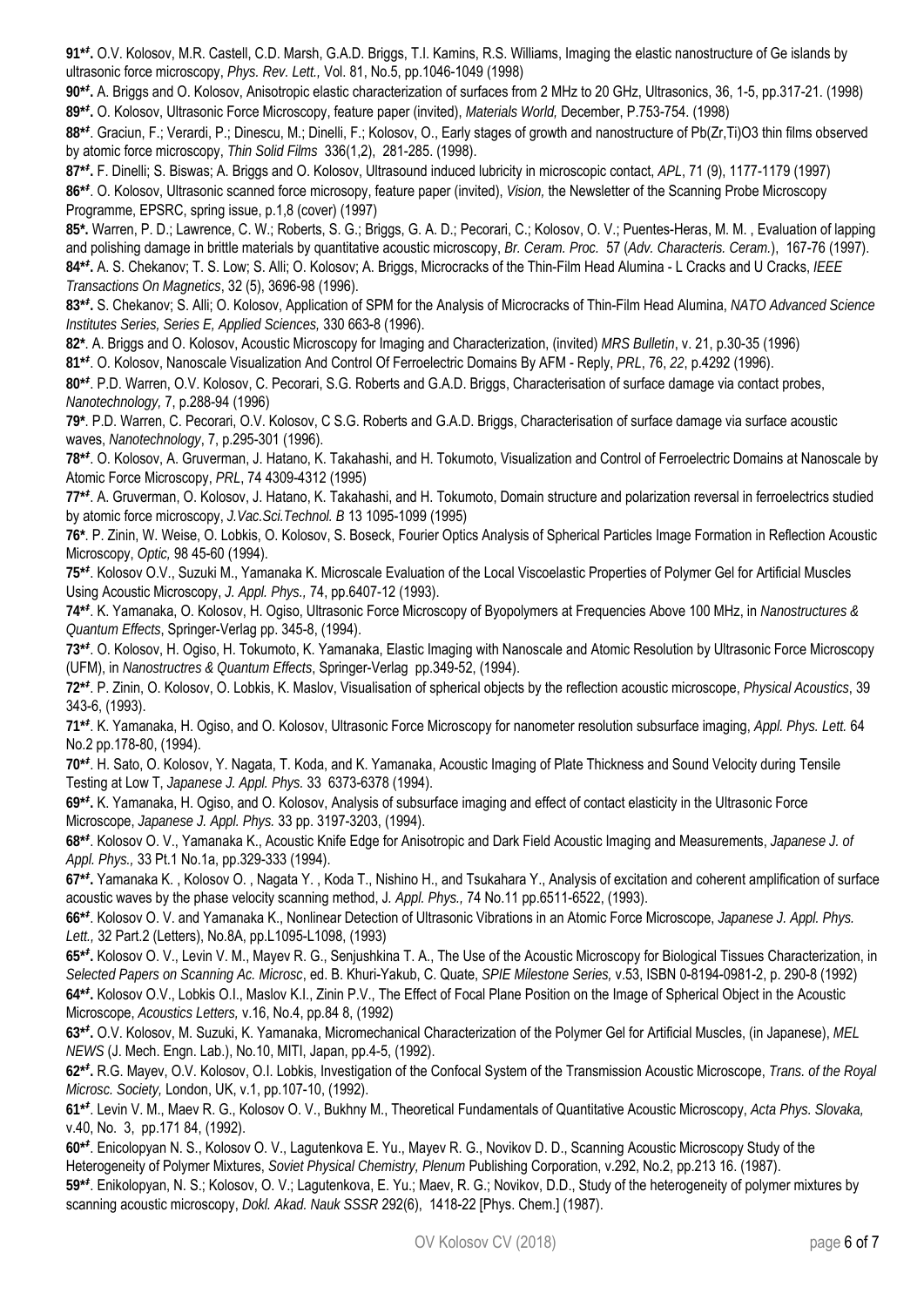**91*‡.** O.V. Kolosov, M.R. Castell, C.D. Marsh, G.A.D. Briggs, T.I. Kamins, R.S. Williams, Imaging the elastic nanostructure of Ge islands by ultrasonic force microscopy, *Phys. Rev. Lett.,* Vol. 81, No.5, pp.1046-1049 (1998)

**90*‡.** A. Briggs and O. Kolosov, Anisotropic elastic characterization of surfaces from 2 MHz to 20 GHz, Ultrasonics, 36, 1-5, pp.317-21. (1998)

**89*‡.** O. Kolosov, Ultrasonic Force Microscopy, feature paper (invited), *Materials World,* December, P.753-754. (1998)

**88*‡**. Graciun, F.; Verardi, P.; Dinescu, M.; Dinelli, F.; Kolosov, O., Early stages of growth and nanostructure of Pb(Zr,Ti)O3 thin films observed by atomic force microscopy, *Thin Solid Films* 336(1,2), 281-285. (1998).

**87*‡.** F. Dinelli; S. Biswas; A. Briggs and O. Kolosov, Ultrasound induced lubricity in microscopic contact, *APL*, 71 (9), 1177-1179 (1997)

**86*‡**. O. Kolosov, Ultrasonic scanned force microsopy, feature paper (invited), *Vision,* the Newsletter of the Scanning Probe Microscopy Programme, EPSRC, spring issue, p.1,8 (cover) (1997)

**85*.** Warren, P. D.; Lawrence, C. W.; Roberts, S. G.; Briggs, G. A. D.; Pecorari, C.; Kolosov, O. V.; Puentes-Heras, M. M. , Evaluation of lapping and polishing damage in brittle materials by quantitative acoustic microscopy, *Br. Ceram. Proc.* 57 (*Adv. Characteris. Ceram.*), 167-76 (1997).

**84*‡.** A. S. Chekanov; T. S. Low; S. Alli; O. Kolosov; A. Briggs, Microcracks of the Thin-Film Head Alumina - L Cracks and U Cracks, *IEEE Transactions On Magnetics*, 32 (5), 3696-98 (1996).

**83*‡.** S. Chekanov; S. Alli; O. Kolosov, Application of SPM for the Analysis of Microcracks of Thin-Film Head Alumina, *NATO Advanced Science Institutes Series, Series E, Applied Sciences,* 330 663-8 (1996).

**82***. A. Briggs and O. Kolosov, Acoustic Microscopy for Imaging and Characterization, (invited) *MRS Bulletin*, v. 21, p.30-35 (1996)

**81*‡**. O. Kolosov, Nanoscale Visualization And Control Of Ferroelectric Domains By AFM - Reply, *PRL*, 76, *22*, p.4292 (1996).

**80*‡**. P.D. Warren, O.V. Kolosov, C. Pecorari, S.G. Roberts and G.A.D. Briggs, Characterisation of surface damage via contact probes, *Nanotechnology,* 7, p.288-94 (1996)

**79***. P.D. Warren, C. Pecorari, O.V. Kolosov, C S.G. Roberts and G.A.D. Briggs, Characterisation of surface damage via surface acoustic waves, *Nanotechnology*, 7, p.295-301 (1996).

**78*‡**. O. Kolosov, A. Gruverman, J. Hatano, K. Takahashi, and H. Tokumoto, Visualization and Control of Ferroelectric Domains at Nanoscale by Atomic Force Microscopy, *PRL*, 74 4309-4312 (1995)

**77*‡**. A. Gruverman, O. Kolosov, J. Hatano, K. Takahashi, and H. Tokumoto, Domain structure and polarization reversal in ferroelectrics studied by atomic force microscopy, *J.Vac.Sci.Technol. B* 13 1095-1099 (1995)

**76***. P. Zinin, W. Weise, O. Lobkis, O. Kolosov, S. Boseck, Fourier Optics Analysis of Spherical Particles Image Formation in Reflection Acoustic Microscopy, *Optic,* 98 45-60 (1994).

**75*‡**. Kolosov O.V., Suzuki M., Yamanaka K. Microscale Evaluation of the Local Viscoelastic Properties of Polymer Gel for Artificial Muscles Using Acoustic Microscopy, *J. Appl. Phys.,* 74, pp.6407-12 (1993).

**74*‡**. K. Yamanaka, O. Kolosov, H. Ogiso, Ultrasonic Force Microscopy of Byopolymers at Frequencies Above 100 MHz, in *Nanostructures & Quantum Effects*, Springer-Verlag pp. 345-8, (1994).

**73*‡**. O. Kolosov, H. Ogiso, H. Tokumoto, K. Yamanaka, Elastic Imaging with Nanoscale and Atomic Resolution by Ultrasonic Force Microscopy (UFM), in *Nanostructres & Quantum Effects*, Springer-Verlag pp.349-52, (1994).

**72*‡**. P. Zinin, O. Kolosov, O. Lobkis, K. Maslov, Visualisation of spherical objects by the reflection acoustic microscope, *Physical Acoustics*, 39 343-6, (1993).

**71*‡**. K. Yamanaka, H. Ogiso, and O. Kolosov, Ultrasonic Force Microscopy for nanometer resolution subsurface imaging, *Appl. Phys. Lett.* 64 No.2 pp.178-80, (1994).

**70*‡**. H. Sato, O. Kolosov, Y. Nagata, T. Koda, and K. Yamanaka, Acoustic Imaging of Plate Thickness and Sound Velocity during Tensile Testing at Low T, *Japanese J. Appl. Phys.* 33 6373-6378 (1994).

**69*‡.** K. Yamanaka, H. Ogiso, and O. Kolosov, Analysis of subsurface imaging and effect of contact elasticity in the Ultrasonic Force Microscope, *Japanese J. Appl. Phys.* 33 pp. 3197-3203, (1994).

**68*‡**. Kolosov O. V., Yamanaka K., Acoustic Knife Edge for Anisotropic and Dark Field Acoustic Imaging and Measurements, *Japanese J. of Appl. Phys.,* 33 Pt.1 No.1a, pp.329-333 (1994).

**67*‡.** Yamanaka K. , Kolosov O. , Nagata Y. , Koda T., Nishino H., and Tsukahara Y., Analysis of excitation and coherent amplification of surface acoustic waves by the phase velocity scanning method, J*. Appl. Phys.,* 74 No.11 pp.6511-6522, (1993).

**66*‡**. Kolosov O. V. and Yamanaka K., Nonlinear Detection of Ultrasonic Vibrations in an Atomic Force Microscope, *Japanese J. Appl. Phys. Lett.,* 32 Part.2 (Letters), No.8A, pp.L1095-L1098, (1993)

**65*‡.** Kolosov O. V., Levin V. M., Mayev R. G., Senjushkina T. A., The Use of the Acoustic Microscopy for Biological Tissues Characterization, in *Selected Papers on Scanning Ac. Microsc*, ed. B. Khuri-Yakub, C. Quate, *SPIE Milestone Series,* v.53, ISBN 0-8194-0981-2, p. 290-8 (1992)

**64*‡.** Kolosov O.V., Lobkis O.I., Maslov K.I., Zinin P.V., The Effect of Focal Plane Position on the Image of Spherical Object in the Acoustic Microscope, *Acoustics Letters,* v.16, No.4, pp.84 8, (1992)

**63*‡.** O.V. Kolosov, M. Suzuki, K. Yamanaka, Micromechanical Characterization of the Polymer Gel for Artificial Muscles, (in Japanese), *MEL NEWS* (J. Mech. Engn. Lab.), No.10, MITI, Japan, pp.4-5, (1992).

**62*‡.** R.G. Mayev, O.V. Kolosov, O.I. Lobkis, Investigation of the Confocal System of the Transmission Acoustic Microscope, *Trans. of the Royal Microsc. Society,* London, UK, v.1, pp.107-10, (1992).

**61*‡**. Levin V. M., Maev R. G., Kolosov O. V., Bukhny M., Theoretical Fundamentals of Quantitative Acoustic Microscopy, *Acta Phys. Slovaka,* v.40, No. 3, pp.171 84, (1992).

**60*‡**. Enicolopyan N. S., Kolosov O. V., Lagutenkova E. Yu., Mayev R. G., Novikov D. D., Scanning Acoustic Microscopy Study of the Heterogeneity of Polymer Mixtures, *Soviet Physical Chemistry, Plenum* Publishing Corporation, v.292, No.2, pp.213 16. (1987).

**59*‡**. Enikolopyan, N. S.; Kolosov, O. V.; Lagutenkova, E. Yu.; Maev, R. G.; Novikov, D.D., Study of the heterogeneity of polymer mixtures by scanning acoustic microscopy, *Dokl. Akad. Nauk SSSR* 292(6), 1418-22 [Phys. Chem.] (1987).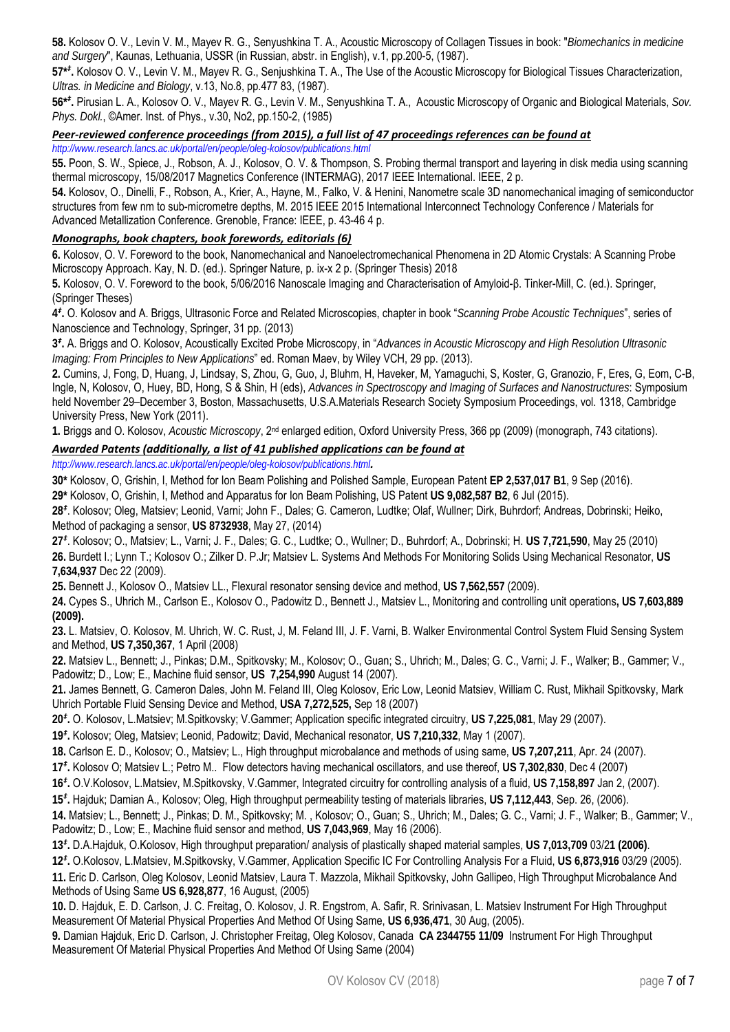**58.** Kolosov O. V., Levin V. M., Mayev R. G., Senyushkina T. A., Acoustic Microscopy of Collagen Tissues in book: "*Biomechanics in medicine and Surgery*", Kaunas, Lithuania, USSR (in Russian, abstr. in English), v.1, pp.200-5, (1987).

**57*ǂ.** Kolosov O. V., Levin V. M., Mayev R. G., Senjushkina T. A., The Use of the Acoustic Microscopy for Biological Tissues Characterization, *Ultras. in Medicine and Biology*, v.13, No.8, pp.477 83, (1987).

**56*ǂ.** Pirusian L. A., Kolosov O. V., Mayev R. G., Levin V. M., Senyushkina T. A., Acoustic Microscopy of Organic and Biological Materials, *Sov. Phys. Dokl.*, ©Amer. Inst. of Phys., v.30, No2, pp.150-2, (1985)

***Peer-reviewed conference proceedings (from 2015), a full list of 47 proceedings references can be found at***
*http://www.research.lancs.ac.uk/portal/en/people/oleg-kolosov/publications.html*

**55.** Poon, S. W., Spiece, J., Robson, A. J., Kolosov, O. V. & Thompson, S. Probing thermal transport and layering in disk media using scanning thermal microscopy, 15/08/2017 Magnetics Conference (INTERMAG), 2017 IEEE International. IEEE, 2 p.

**54.** Kolosov, O., Dinelli, F., Robson, A., Krier, A., Hayne, M., Falko, V. & Henini, Nanometre scale 3D nanomechanical imaging of semiconductor structures from few nm to sub-micrometre depths, M. 2015 IEEE 2015 International Interconnect Technology Conference / Materials for Advanced Metallization Conference. Grenoble, France: IEEE, p. 43-46 4 p.

***Monographs, book chapters, book forewords, editorials (6)***

**6.** Kolosov, O. V. Foreword to the book, Nanomechanical and Nanoelectromechanical Phenomena in 2D Atomic Crystals: A Scanning Probe Microscopy Approach. Kay, N. D. (ed.). Springer Nature, p. ix-x 2 p. (Springer Thesis) 2018

**5.** Kolosov, O. V. Foreword to the book, 5/06/2016 Nanoscale Imaging and Characterisation of Amyloid-β. Tinker-Mill, C. (ed.). Springer, (Springer Theses)

**4ǂ.** O. Kolosov and A. Briggs, Ultrasonic Force and Related Microscopies, chapter in book "*Scanning Probe Acoustic Techniques*", series of Nanoscience and Technology, Springer, 31 pp. (2013)

**3ǂ.** A. Briggs and O. Kolosov, Acoustically Excited Probe Microscopy, in "*Advances in Acoustic Microscopy and High Resolution Ultrasonic Imaging: From Principles to New Applications*" ed. Roman Maev, by Wiley VCH, 29 pp. (2013).

**2.** Cumins, J, Fong, D, Huang, J, Lindsay, S, Zhou, G, Guo, J, Bluhm, H, Haveker, M, Yamaguchi, S, Koster, G, Granozio, F, Eres, G, Eom, C-B, Ingle, N, Kolosov, O, Huey, BD, Hong, S & Shin, H (eds), *Advances in Spectroscopy and Imaging of Surfaces and Nanostructures*: Symposium held November 29–December 3, Boston, Massachusetts, U.S.A.Materials Research Society Symposium Proceedings, vol. 1318, Cambridge University Press, New York (2011).

**1.** Briggs and O. Kolosov, *Acoustic Microscopy*, 2nd enlarged edition, Oxford University Press, 366 pp (2009) (monograph, 743 citations).

***Awarded Patents (additionally, a list of 41 published applications can be found at***
*http://www.research.lancs.ac.uk/portal/en/people/oleg-kolosov/publications.html.*

**30*** Kolosov, O, Grishin, I, Method for Ion Beam Polishing and Polished Sample, European Patent **EP 2,537,017 B1**, 9 Sep (2016).

**29*** Kolosov, O, Grishin, I, Method and Apparatus for Ion Beam Polishing, US Patent **US 9,082,587 B2**, 6 Jul (2015).

**28ǂ**. Kolosov; Oleg, Matsiev; Leonid, Varni; John F., Dales; G. Cameron, Ludtke; Olaf, Wullner; Dirk, Buhrdorf; Andreas, Dobrinski; Heiko, Method of packaging a sensor, **US 8732938**, May 27, (2014)

**27ǂ**. Kolosov; O., Matsiev; L., Varni; J. F., Dales; G. C., Ludtke; O., Wullner; D., Buhrdorf; A., Dobrinski; H. **US 7,721,590**, May 25 (2010)

**26.** Burdett I.; Lynn T.; Kolosov O.; Zilker D. P.Jr; Matsiev L. Systems And Methods For Monitoring Solids Using Mechanical Resonator, **US 7,634,937** Dec 22 (2009).

**25.** Bennett J., Kolosov O., Matsiev LL., Flexural resonator sensing device and method, **US 7,562,557** (2009).

**24.** Cypes S., Uhrich M., Carlson E., Kolosov O., Padowitz D., Bennett J., Matsiev L., Monitoring and controlling unit operations**, US 7,603,889 (2009).**

**23.** L. Matsiev, O. Kolosov, M. Uhrich, W. C. Rust, J, M. Feland III, J. F. Varni, B. Walker Environmental Control System Fluid Sensing System and Method, **US 7,350,367**, 1 April (2008)

**22.** Matsiev L., Bennett; J., Pinkas; D.M., Spitkovsky; M., Kolosov; O., Guan; S., Uhrich; M., Dales; G. C., Varni; J. F., Walker; B., Gammer; V., Padowitz; D., Low; E., Machine fluid sensor, **US 7,254,990** August 14 (2007).

**21.** James Bennett, G. Cameron Dales, John M. Feland III, Oleg Kolosov, Eric Low, Leonid Matsiev, William C. Rust, Mikhail Spitkovsky, Mark Uhrich Portable Fluid Sensing Device and Method, **USA 7,272,525,** Sep 18 (2007)

**20ǂ.** O. Kolosov, L.Matsiev; M.Spitkovsky; V.Gammer; Application specific integrated circuitry, **US 7,225,081**, May 29 (2007).

**19ǂ.** Kolosov; Oleg, Matsiev; Leonid, Padowitz; David, Mechanical resonator, **US 7,210,332**, May 1 (2007).

**18.** Carlson E. D., Kolosov; O., Matsiev; L., High throughput microbalance and methods of using same, **US 7,207,211**, Apr. 24 (2007).

**17ǂ.** Kolosov O; Matsiev L.; Petro M.. Flow detectors having mechanical oscillators, and use thereof, **US 7,302,830**, Dec 4 (2007)

**16ǂ.** O.V.Kolosov, L.Matsiev, M.Spitkovsky, V.Gammer, Integrated circuitry for controlling analysis of a fluid, **US 7,158,897** Jan 2, (2007).

**15ǂ.** Hajduk; Damian A., Kolosov; Oleg, High throughput permeability testing of materials libraries, **US 7,112,443**, Sep. 26, (2006).

**14.** Matsiev; L., Bennett; J., Pinkas; D. M., Spitkovsky; M. , Kolosov; O., Guan; S., Uhrich; M., Dales; G. C., Varni; J. F., Walker; B., Gammer; V., Padowitz; D., Low; E., Machine fluid sensor and method, **US 7,043,969**, May 16 (2006).

**13ǂ.** D.A.Hajduk, O.Kolosov, High throughput preparation/ analysis of plastically shaped material samples, **US 7,013,709** 03/2**1 (2006)**.

**12ǂ.** O.Kolosov, L.Matsiev, M.Spitkovsky, V.Gammer, Application Specific IC For Controlling Analysis For a Fluid, **US 6,873,916** 03/29 (2005).

**11.** Eric D. Carlson, Oleg Kolosov, Leonid Matsiev, Laura T. Mazzola, Mikhail Spitkovsky, John Gallipeo, High Throughput Microbalance And Methods of Using Same **US 6,928,877**, 16 August, (2005)

**10.** D. Hajduk, E. D. Carlson, J. C. Freitag, O. Kolosov, J. R. Engstrom, A. Safir, R. Srinivasan, L. Matsiev Instrument For High Throughput Measurement Of Material Physical Properties And Method Of Using Same, **US 6,936,471**, 30 Aug, (2005).

**9.** Damian Hajduk, Eric D. Carlson, J. Christopher Freitag, Oleg Kolosov, Canada **CA 2344755 11/09** Instrument For High Throughput Measurement Of Material Physical Properties And Method Of Using Same (2004)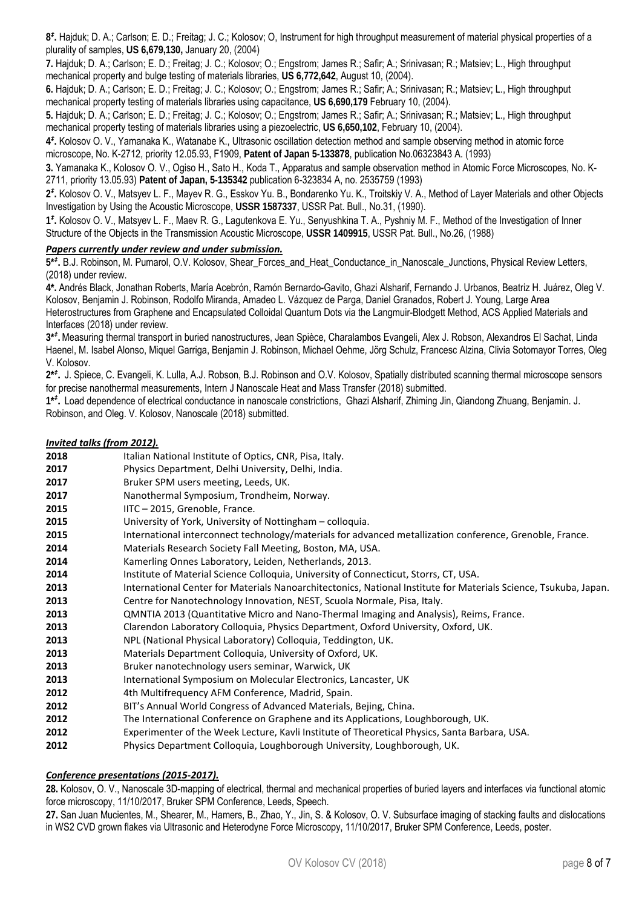**8[‡].** Hajduk; D. A.; Carlson; E. D.; Freitag; J. C.; Kolosov; O, Instrument for high throughput measurement of material physical properties of a plurality of samples, **US 6,679,130,** January 20, (2004)

**7.** Hajduk; D. A.; Carlson; E. D.; Freitag; J. C.; Kolosov; O.; Engstrom; James R.; Safir; A.; Srinivasan; R.; Matsiev; L., High throughput mechanical property and bulge testing of materials libraries, **US 6,772,642**, August 10, (2004).

**6.** Hajduk; D. A.; Carlson; E. D.; Freitag; J. C.; Kolosov; O.; Engstrom; James R.; Safir; A.; Srinivasan; R.; Matsiev; L., High throughput mechanical property testing of materials libraries using capacitance, **US 6,690,179** February 10, (2004).

**5.** Hajduk; D. A.; Carlson; E. D.; Freitag; J. C.; Kolosov; O.; Engstrom; James R.; Safir; A.; Srinivasan; R.; Matsiev; L., High throughput mechanical property testing of materials libraries using a piezoelectric, **US 6,650,102**, February 10, (2004).

**4[‡].** Kolosov O. V., Yamanaka K., Watanabe K., Ultrasonic oscillation detection method and sample observing method in atomic force microscope, No. K-2712, priority 12.05.93, F1909, **Patent of Japan 5-133878**, publication No.06323843 A. (1993)

**3.** Yamanaka K., Kolosov O. V., Ogiso H., Sato H., Koda T., Apparatus and sample observation method in Atomic Force Microscopes, No. K-2711, priority 13.05.93) **Patent of Japan, 5-135342** publication 6-323834 A, no. 2535759 (1993)

**2[‡].** Kolosov O. V., Matsyev L. F., Mayev R. G., Esskov Yu. B., Bondarenko Yu. K., Troitskiy V. A., Method of Layer Materials and other Objects Investigation by Using the Acoustic Microscope, **USSR 1587337**, USSR Pat. Bull., No.31, (1990).

**1[‡].** Kolosov O. V., Matsyev L. F., Maev R. G., Lagutenkova E. Yu., Senyushkina T. A., Pyshniy M. F., Method of the Investigation of Inner Structure of the Objects in the Transmission Acoustic Microscope, **USSR 1409915**, USSR Pat. Bull., No.26, (1988)

***Papers currently under review and under submission.***

**5[*‡].** B.J. Robinson, M. Pumarol, O.V. Kolosov, Shear_Forces_and_Heat_Conductance_in_Nanoscale_Junctions, Physical Review Letters, (2018) under review.

**4[*].** Andrés Black, Jonathan Roberts, María Acebrón, Ramón Bernardo-Gavito, Ghazi Alsharif, Fernando J. Urbanos, Beatriz H. Juárez, Oleg V. Kolosov, Benjamin J. Robinson, Rodolfo Miranda, Amadeo L. Vázquez de Parga, Daniel Granados, Robert J. Young, Large Area Heterostructures from Graphene and Encapsulated Colloidal Quantum Dots via the Langmuir-Blodgett Method, ACS Applied Materials and Interfaces (2018) under review.

**3[*‡].** Measuring thermal transport in buried nanostructures, Jean Spièce, Charalambos Evangeli, Alex J. Robson, Alexandros El Sachat, Linda Haenel, M. Isabel Alonso, Miquel Garriga, Benjamin J. Robinson, Michael Oehme, Jörg Schulz, Francesc Alzina, Clivia Sotomayor Torres, Oleg V. Kolosov.

**2[*‡].** J. Spiece, C. Evangeli, K. Lulla, A.J. Robson, B.J. Robinson and O.V. Kolosov, Spatially distributed scanning thermal microscope sensors for precise nanothermal measurements, Intern J Nanoscale Heat and Mass Transfer (2018) submitted.

**1[*‡].** Load dependence of electrical conductance in nanoscale constrictions, Ghazi Alsharif, Zhiming Jin, Qiandong Zhuang, Benjamin. J. Robinson, and Oleg. V. Kolosov, Nanoscale (2018) submitted.

***Invited talks (from 2012).***

| | |
|---|---|
| **2018** | Italian National Institute of Optics, CNR, Pisa, Italy. |
| **2017** | Physics Department, Delhi University, Delhi, India. |
| **2017** | Bruker SPM users meeting, Leeds, UK. |
| **2017** | Nanothermal Symposium, Trondheim, Norway. |
| **2015** | IITC – 2015, Grenoble, France. |
| **2015** | University of York, University of Nottingham – colloquia. |
| **2015** | International interconnect technology/materials for advanced metallization conference, Grenoble, France. |
| **2014** | Materials Research Society Fall Meeting, Boston, MA, USA. |
| **2014** | Kamerling Onnes Laboratory, Leiden, Netherlands, 2013. |
| **2014** | Institute of Material Science Colloquia, University of Connecticut, Storrs, CT, USA. |
| **2013** | International Center for Materials Nanoarchitectonics, National Institute for Materials Science, Tsukuba, Japan. |
| **2013** | Centre for Nanotechnology Innovation, NEST, Scuola Normale, Pisa, Italy. |
| **2013** | QMNTIA 2013 (Quantitative Micro and Nano-Thermal Imaging and Analysis), Reims, France. |
| **2013** | Clarendon Laboratory Colloquia, Physics Department, Oxford University, Oxford, UK. |
| **2013** | NPL (National Physical Laboratory) Colloquia, Teddington, UK. |
| **2013** | Materials Department Colloquia, University of Oxford, UK. |
| **2013** | Bruker nanotechnology users seminar, Warwick, UK |
| **2013** | International Symposium on Molecular Electronics, Lancaster, UK |
| **2012** | 4th Multifrequency AFM Conference, Madrid, Spain. |
| **2012** | BIT's Annual World Congress of Advanced Materials, Bejing, China. |
| **2012** | The International Conference on Graphene and its Applications, Loughborough, UK. |
| **2012** | Experimenter of the Week Lecture, Kavli Institute of Theoretical Physics, Santa Barbara, USA. |
| **2012** | Physics Department Colloquia, Loughborough University, Loughborough, UK. |

***Conference presentations (2015-2017).***

**28.** Kolosov, O. V., Nanoscale 3D-mapping of electrical, thermal and mechanical properties of buried layers and interfaces via functional atomic force microscopy, 11/10/2017, Bruker SPM Conference, Leeds, Speech.

**27.** San Juan Mucientes, M., Shearer, M., Hamers, B., Zhao, Y., Jin, S. & Kolosov, O. V. Subsurface imaging of stacking faults and dislocations in WS2 CVD grown flakes via Ultrasonic and Heterodyne Force Microscopy, 11/10/2017, Bruker SPM Conference, Leeds, poster.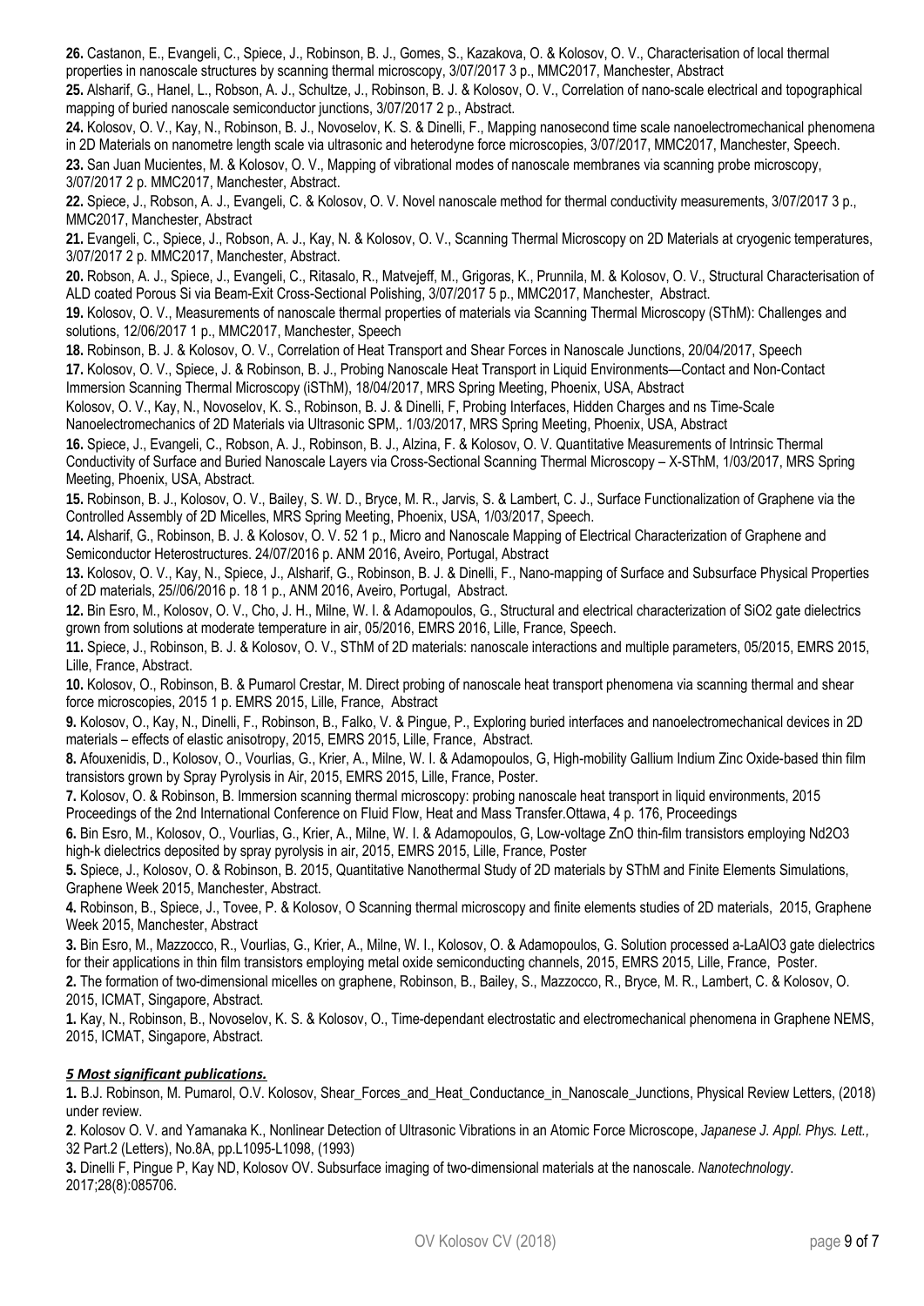**26.** Castanon, E., Evangeli, C., Spiece, J., Robinson, B. J., Gomes, S., Kazakova, O. & Kolosov, O. V., Characterisation of local thermal properties in nanoscale structures by scanning thermal microscopy, 3/07/2017 3 p., MMC2017, Manchester, Abstract

**25.** Alsharif, G., Hanel, L., Robson, A. J., Schultze, J., Robinson, B. J. & Kolosov, O. V., Correlation of nano-scale electrical and topographical mapping of buried nanoscale semiconductor junctions, 3/07/2017 2 p., Abstract.

**24.** Kolosov, O. V., Kay, N., Robinson, B. J., Novoselov, K. S. & Dinelli, F., Mapping nanosecond time scale nanoelectromechanical phenomena in 2D Materials on nanometre length scale via ultrasonic and heterodyne force microscopies, 3/07/2017, MMC2017, Manchester, Speech.

**23.** San Juan Mucientes, M. & Kolosov, O. V., Mapping of vibrational modes of nanoscale membranes via scanning probe microscopy, 3/07/2017 2 p. MMC2017, Manchester, Abstract.

**22.** Spiece, J., Robson, A. J., Evangeli, C. & Kolosov, O. V. Novel nanoscale method for thermal conductivity measurements, 3/07/2017 3 p., MMC2017, Manchester, Abstract

**21.** Evangeli, C., Spiece, J., Robson, A. J., Kay, N. & Kolosov, O. V., Scanning Thermal Microscopy on 2D Materials at cryogenic temperatures, 3/07/2017 2 p. MMC2017, Manchester, Abstract.

**20.** Robson, A. J., Spiece, J., Evangeli, C., Ritasalo, R., Matvejeff, M., Grigoras, K., Prunnila, M. & Kolosov, O. V., Structural Characterisation of ALD coated Porous Si via Beam-Exit Cross-Sectional Polishing, 3/07/2017 5 p., MMC2017, Manchester, Abstract.

**19.** Kolosov, O. V., Measurements of nanoscale thermal properties of materials via Scanning Thermal Microscopy (SThM): Challenges and solutions, 12/06/2017 1 p., MMC2017, Manchester, Speech

**18.** Robinson, B. J. & Kolosov, O. V., Correlation of Heat Transport and Shear Forces in Nanoscale Junctions, 20/04/2017, Speech

**17.** Kolosov, O. V., Spiece, J. & Robinson, B. J., Probing Nanoscale Heat Transport in Liquid Environments—Contact and Non-Contact Immersion Scanning Thermal Microscopy (iSThM), 18/04/2017, MRS Spring Meeting, Phoenix, USA, Abstract

Kolosov, O. V., Kay, N., Novoselov, K. S., Robinson, B. J. & Dinelli, F, Probing Interfaces, Hidden Charges and ns Time-Scale Nanoelectromechanics of 2D Materials via Ultrasonic SPM,. 1/03/2017, MRS Spring Meeting, Phoenix, USA, Abstract

**16.** Spiece, J., Evangeli, C., Robson, A. J., Robinson, B. J., Alzina, F. & Kolosov, O. V. Quantitative Measurements of Intrinsic Thermal Conductivity of Surface and Buried Nanoscale Layers via Cross-Sectional Scanning Thermal Microscopy – X-SThM, 1/03/2017, MRS Spring Meeting, Phoenix, USA, Abstract.

**15.** Robinson, B. J., Kolosov, O. V., Bailey, S. W. D., Bryce, M. R., Jarvis, S. & Lambert, C. J., Surface Functionalization of Graphene via the Controlled Assembly of 2D Micelles, MRS Spring Meeting, Phoenix, USA, 1/03/2017, Speech.

**14.** Alsharif, G., Robinson, B. J. & Kolosov, O. V. 52 1 p., Micro and Nanoscale Mapping of Electrical Characterization of Graphene and Semiconductor Heterostructures. 24/07/2016 p. ANM 2016, Aveiro, Portugal, Abstract

**13.** Kolosov, O. V., Kay, N., Spiece, J., Alsharif, G., Robinson, B. J. & Dinelli, F., Nano-mapping of Surface and Subsurface Physical Properties of 2D materials, 25//06/2016 p. 18 1 p., ANM 2016, Aveiro, Portugal, Abstract.

**12.** Bin Esro, M., Kolosov, O. V., Cho, J. H., Milne, W. I. & Adamopoulos, G., Structural and electrical characterization of SiO2 gate dielectrics grown from solutions at moderate temperature in air, 05/2016, EMRS 2016, Lille, France, Speech.

**11.** Spiece, J., Robinson, B. J. & Kolosov, O. V., SThM of 2D materials: nanoscale interactions and multiple parameters, 05/2015, EMRS 2015, Lille, France, Abstract.

**10.** Kolosov, O., Robinson, B. & Pumarol Crestar, M. Direct probing of nanoscale heat transport phenomena via scanning thermal and shear force microscopies, 2015 1 p. EMRS 2015, Lille, France, Abstract

**9.** Kolosov, O., Kay, N., Dinelli, F., Robinson, B., Falko, V. & Pingue, P., Exploring buried interfaces and nanoelectromechanical devices in 2D materials – effects of elastic anisotropy, 2015, EMRS 2015, Lille, France, Abstract.

**8.** Afouxenidis, D., Kolosov, O., Vourlias, G., Krier, A., Milne, W. I. & Adamopoulos, G, High-mobility Gallium Indium Zinc Oxide-based thin film transistors grown by Spray Pyrolysis in Air, 2015, EMRS 2015, Lille, France, Poster.

**7.** Kolosov, O. & Robinson, B. Immersion scanning thermal microscopy: probing nanoscale heat transport in liquid environments, 2015 Proceedings of the 2nd International Conference on Fluid Flow, Heat and Mass Transfer.Ottawa, 4 p. p. 176, Proceedings

**6.** Bin Esro, M., Kolosov, O., Vourlias, G., Krier, A., Milne, W. I. & Adamopoulos, G, Low-voltage ZnO thin-film transistors employing Nd2O3 high-k dielectrics deposited by spray pyrolysis in air, 2015, EMRS 2015, Lille, France, Poster

**5.** Spiece, J., Kolosov, O. & Robinson, B. 2015, Quantitative Nanothermal Study of 2D materials by SThM and Finite Elements Simulations, Graphene Week 2015, Manchester, Abstract.

**4.** Robinson, B., Spiece, J., Tovee, P. & Kolosov, O Scanning thermal microscopy and finite elements studies of 2D materials, 2015, Graphene Week 2015, Manchester, Abstract

**3.** Bin Esro, M., Mazzocco, R., Vourlias, G., Krier, A., Milne, W. I., Kolosov, O. & Adamopoulos, G. Solution processed a-LaAlO3 gate dielectrics for their applications in thin film transistors employing metal oxide semiconducting channels, 2015, EMRS 2015, Lille, France, Poster.

**2.** The formation of two-dimensional micelles on graphene, Robinson, B., Bailey, S., Mazzocco, R., Bryce, M. R., Lambert, C. & Kolosov, O. 2015, ICMAT, Singapore, Abstract.

**1.** Kay, N., Robinson, B., Novoselov, K. S. & Kolosov, O., Time-dependant electrostatic and electromechanical phenomena in Graphene NEMS, 2015, ICMAT, Singapore, Abstract.

***5 Most significant publications.***

**1.** B.J. Robinson, M. Pumarol, O.V. Kolosov, Shear_Forces_and_Heat_Conductance_in_Nanoscale_Junctions, Physical Review Letters, (2018) under review.

**2**. Kolosov O. V. and Yamanaka K., Nonlinear Detection of Ultrasonic Vibrations in an Atomic Force Microscope, *Japanese J. Appl. Phys. Lett.,* 32 Part.2 (Letters), No.8A, pp.L1095-L1098, (1993)

**3.** Dinelli F, Pingue P, Kay ND, Kolosov OV. Subsurface imaging of two-dimensional materials at the nanoscale. *Nanotechnology*. 2017;28(8):085706.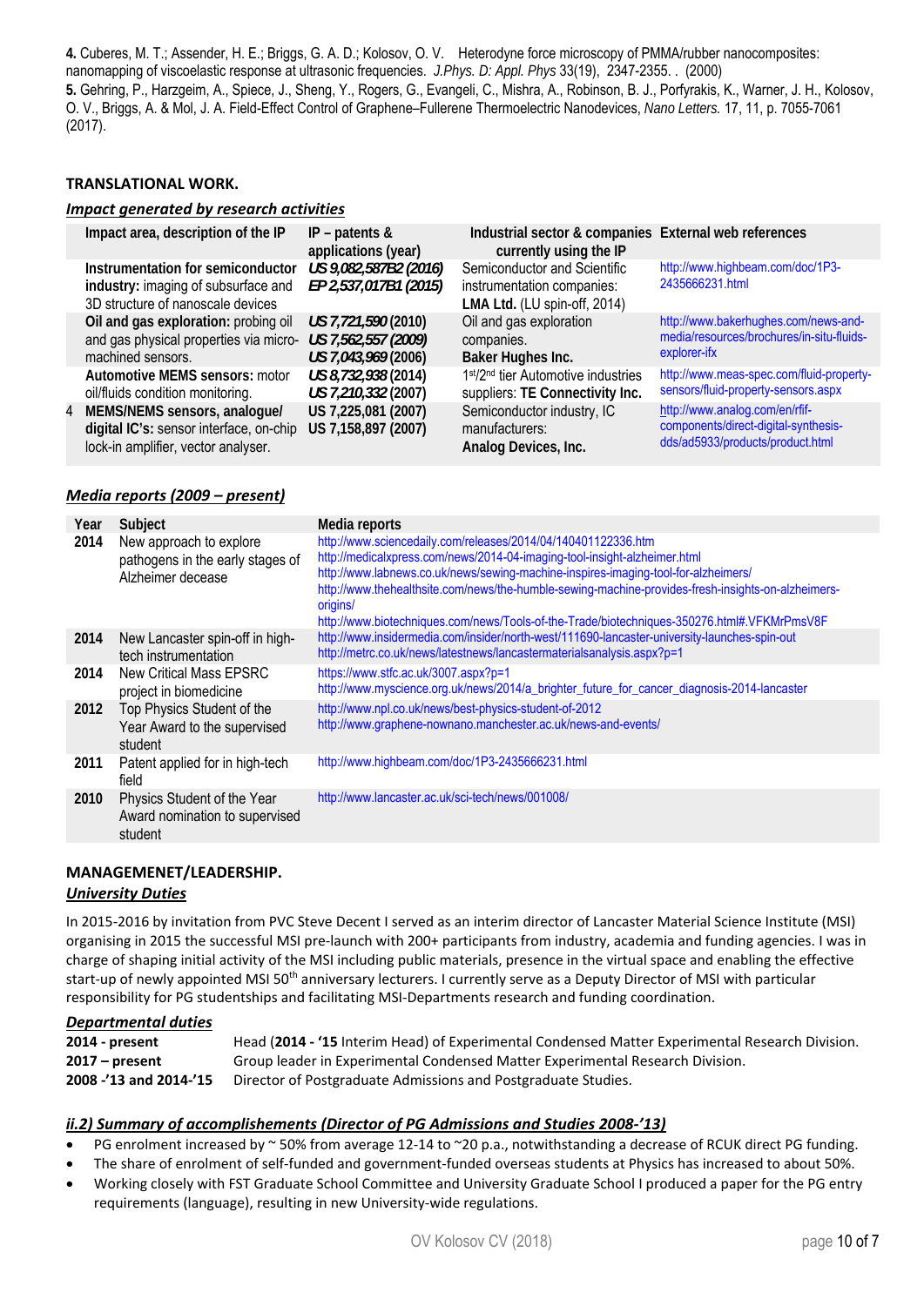**4.** Cuberes, M. T.; Assender, H. E.; Briggs, G. A. D.; Kolosov, O. V. Heterodyne force microscopy of PMMA/rubber nanocomposites: nanomapping of viscoelastic response at ultrasonic frequencies. *J.Phys. D: Appl. Phys* 33(19), 2347-2355. . (2000)
**5.** Gehring, P., Harzgeim, A., Spiece, J., Sheng, Y., Rogers, G., Evangeli, C., Mishra, A., Robinson, B. J., Porfyrakis, K., Warner, J. H., Kolosov, O. V., Briggs, A. & Mol, J. A. Field-Effect Control of Graphene–Fullerene Thermoelectric Nanodevices, *Nano Letters.* 17, 11, p. 7055-7061 (2017).

## TRANSLATIONAL WORK.

### *Impact generated by research activities*

| | Impact area, description of the IP | IP – patents & applications (year) | Industrial sector & companies currently using the IP | External web references |
|---|---|---|---|---|
| | **Instrumentation for semiconductor industry:** imaging of subsurface and 3D structure of nanoscale devices | ***US 9,082,587B2 (2016)*** ***EP 2,537,017B1 (2015)*** | Semiconductor and Scientific instrumentation companies: **LMA Ltd.** (LU spin-off, 2014) | http://www.highbeam.com/doc/1P3-2435666231.html |
| | **Oil and gas exploration:** probing oil and gas physical properties via micro-machined sensors. | ***US 7,721,590*** **(2010)** ***US 7,562,557 (2009)*** ***US 7,043,969*** **(2006)** | Oil and gas exploration companies. **Baker Hughes Inc.** | http://www.bakerhughes.com/news-and-media/resources/brochures/in-situ-fluids-explorer-ifx |
| | **Automotive MEMS sensors:** motor oil/fluids condition monitoring. | ***US 8,732,938*** **(2014)** ***US 7,210,332*** **(2007)** | 1st/2nd tier Automotive industries suppliers: **TE Connectivity Inc.** | http://www.meas-spec.com/fluid-property-sensors/fluid-property-sensors.aspx |
| 4 | **MEMS/NEMS sensors, analogue/ digital IC's:** sensor interface, on-chip lock-in amplifier, vector analyser. | **US 7,225,081 (2007)** **US 7,158,897 (2007)** | Semiconductor industry, IC manufacturers: **Analog Devices, Inc.** | http://www.analog.com/en/rfif-components/direct-digital-synthesis-dds/ad5933/products/product.html |

### *Media reports (2009 – present)*

| Year | Subject | Media reports |
|---|---|---|
| **2014** | New approach to explore pathogens in the early stages of Alzheimer decease | http://www.sciencedaily.com/releases/2014/04/140401122336.htm http://medicalxpress.com/news/2014-04-imaging-tool-insight-alzheimer.html http://www.labnews.co.uk/news/sewing-machine-inspires-imaging-tool-for-alzheimers/ http://www.thehealthsite.com/news/the-humble-sewing-machine-provides-fresh-insights-on-alzheimers-origins/ http://www.biotechniques.com/news/Tools-of-the-Trade/biotechniques-350276.html#.VFKMrPmsV8F |
| **2014** | New Lancaster spin-off in high-tech instrumentation | http://www.insidermedia.com/insider/north-west/111690-lancaster-university-launches-spin-out http://metrc.co.uk/news/latestnews/lancastermaterialsanalysis.aspx?p=1 |
| **2014** | New Critical Mass EPSRC project in biomedicine | https://www.stfc.ac.uk/3007.aspx?p=1 http://www.myscience.org.uk/news/2014/a_brighter_future_for_cancer_diagnosis-2014-lancaster |
| **2012** | Top Physics Student of the Year Award to the supervised student | http://www.npl.co.uk/news/best-physics-student-of-2012 http://www.graphene-nownano.manchester.ac.uk/news-and-events/ |
| **2011** | Patent applied for in high-tech field | http://www.highbeam.com/doc/1P3-2435666231.html |
| **2010** | Physics Student of the Year Award nomination to supervised student | http://www.lancaster.ac.uk/sci-tech/news/001008/ |

## MANAGEMENET/LEADERSHIP.

### *University Duties*

In 2015-2016 by invitation from PVC Steve Decent I served as an interim director of Lancaster Material Science Institute (MSI) organising in 2015 the successful MSI pre-launch with 200+ participants from industry, academia and funding agencies. I was in charge of shaping initial activity of the MSI including public materials, presence in the virtual space and enabling the effective start-up of newly appointed MSI 50th anniversary lecturers. I currently serve as a Deputy Director of MSI with particular responsibility for PG studentships and facilitating MSI-Departments research and funding coordination.

### *Departmental duties*

| | |
|---|---|
| **2014 - present** | Head (**2014 - '15** Interim Head) of Experimental Condensed Matter Experimental Research Division. |
| **2017 – present** | Group leader in Experimental Condensed Matter Experimental Research Division. |
| **2008 -'13 and 2014-'15** | Director of Postgraduate Admissions and Postgraduate Studies. |

### *ii.2) Summary of accomplishements (Director of PG Admissions and Studies 2008-'13)*

- PG enrolment increased by ~ 50% from average 12-14 to ~20 p.a., notwithstanding a decrease of RCUK direct PG funding.
- The share of enrolment of self-funded and government-funded overseas students at Physics has increased to about 50%.
- Working closely with FST Graduate School Committee and University Graduate School I produced a paper for the PG entry requirements (language), resulting in new University-wide regulations.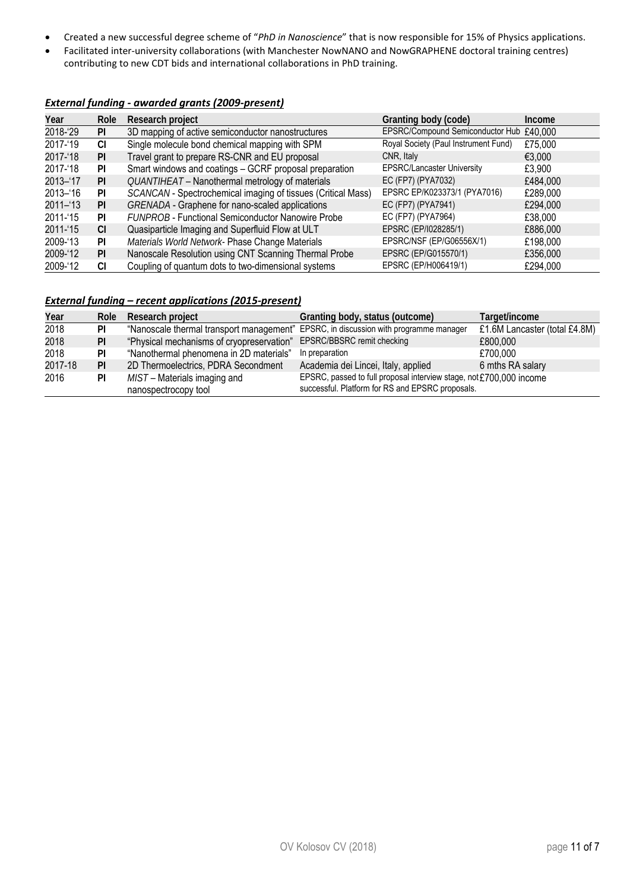- Created a new successful degree scheme of "*PhD in Nanoscience*" that is now responsible for 15% of Physics applications.
- Facilitated inter-university collaborations (with Manchester NowNANO and NowGRAPHENE doctoral training centres) contributing to new CDT bids and international collaborations in PhD training.

### *External funding - awarded grants (2009-present)*

| Year | Role | Research project | Granting body (code) | Income |
|---|---|---|---|---|
| 2018-'29 | PI | 3D mapping of active semiconductor nanostructures | EPSRC/Compound Semiconductor Hub | £40,000 |
| 2017-'19 | CI | Single molecule bond chemical mapping with SPM | Royal Society (Paul Instrument Fund) | £75,000 |
| 2017-'18 | PI | Travel grant to prepare RS-CNR and EU proposal | CNR, Italy | €3,000 |
| 2017-'18 | PI | Smart windows and coatings – GCRF proposal preparation | EPSRC/Lancaster University | £3,900 |
| 2013–'17 | PI | *QUANTIHEAT* – Nanothermal metrology of materials | EC (FP7) (PYA7032) | £484,000 |
| 2013–'16 | PI | *SCANCAN* - Spectrochemical imaging of tissues (Critical Mass) | EPSRC EP/K023373/1 (PYA7016) | £289,000 |
| 2011–'13 | PI | *GRENADA* - Graphene for nano-scaled applications | EC (FP7) (PYA7941) | £294,000 |
| 2011-'15 | PI | *FUNPROB* - Functional Semiconductor Nanowire Probe | EC (FP7) (PYA7964) | £38,000 |
| 2011-'15 | CI | Quasiparticle Imaging and Superfluid Flow at ULT | EPSRC (EP/I028285/1) | £886,000 |
| 2009-'13 | PI | *Materials World Network*- Phase Change Materials | EPSRC/NSF (EP/G06556X/1) | £198,000 |
| 2009-'12 | PI | Nanoscale Resolution using CNT Scanning Thermal Probe | EPSRC (EP/G015570/1) | £356,000 |
| 2009-'12 | CI | Coupling of quantum dots to two-dimensional systems | EPSRC (EP/H006419/1) | £294,000 |

### *External funding – recent applications (2015-present)*

| Year | Role | Research project | Granting body, status (outcome) | Target/income |
|---|---|---|---|---|
| 2018 | PI | "Nanoscale thermal transport management" | EPSRC, in discussion with programme manager | £1.6M Lancaster (total £4.8M) |
| 2018 | PI | "Physical mechanisms of cryopreservation" | EPSRC/BBSRC remit checking | £800,000 |
| 2018 | PI | "Nanothermal phenomena in 2D materials" | In preparation | £700,000 |
| 2017-18 | PI | 2D Thermoelectrics, PDRA Secondment | Academia dei Lincei, Italy, applied | 6 mths RA salary |
| 2016 | PI | *MIST* – Materials imaging and nanospectrocopy tool | EPSRC, passed to full proposal interview stage, not successful. Platform for RS and EPSRC proposals. | £700,000 income |